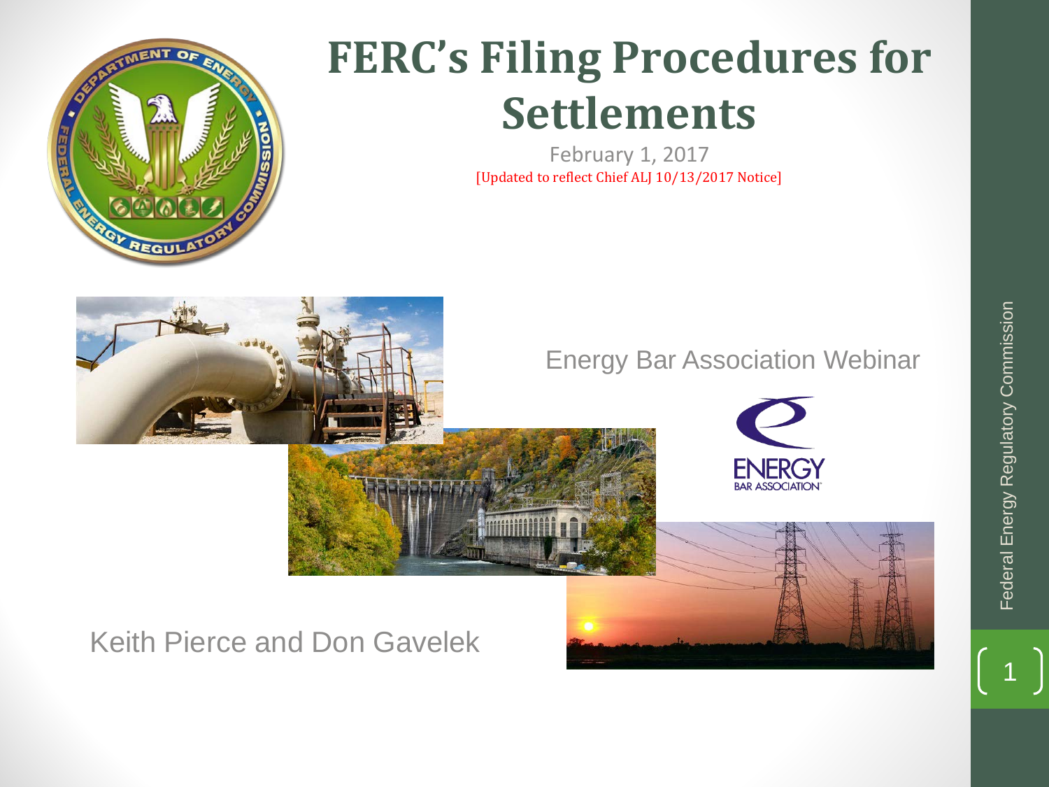# FERC's Filing Procedures for Settlements

February 1, 2017

[Updated to reflect Chief ALJ 10/13/2017 Notice]

Energy Bar Association Webinar

Keith Pierce and Don Gavelek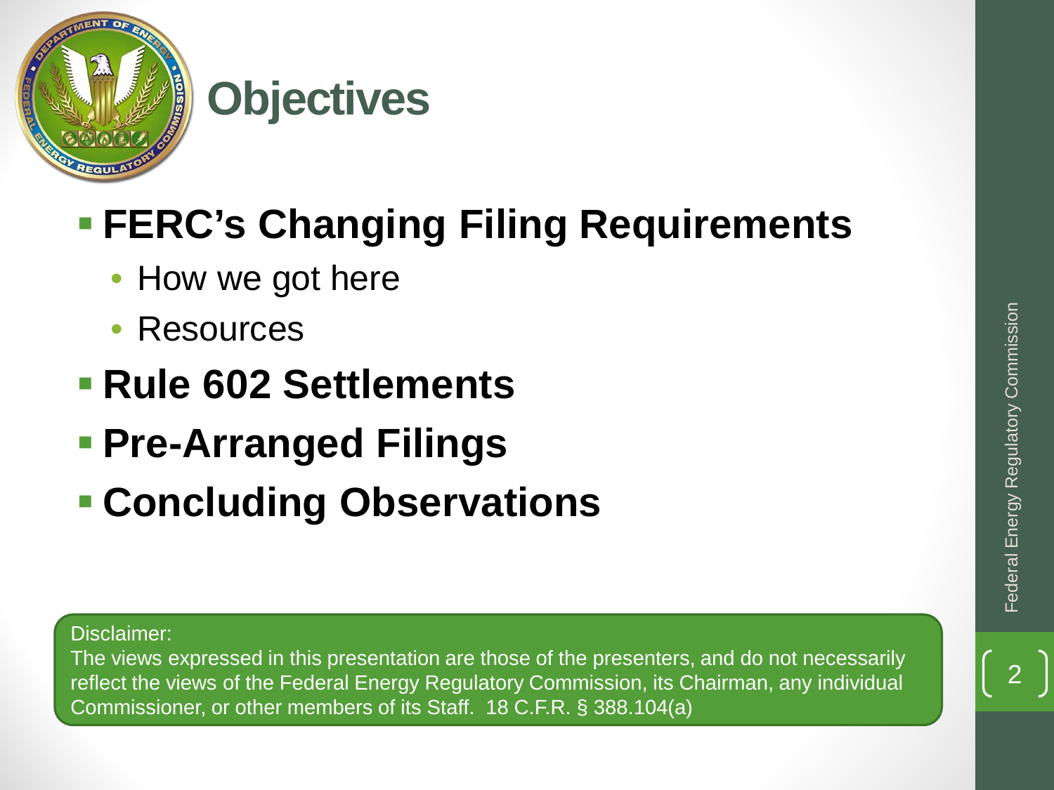# Objectives

- **FERC's Changing Filing Requirements**
  - How we got here
  - Resources
- **Rule 602 Settlements**
- **Pre-Arranged Filings**
- **Concluding Observations**

Disclaimer:
The views expressed in this presentation are those of the presenters, and do not necessarily reflect the views of the Federal Energy Regulatory Commission, its Chairman, any individual Commissioner, or other members of its Staff. 18 C.F.R. § 388.104(a)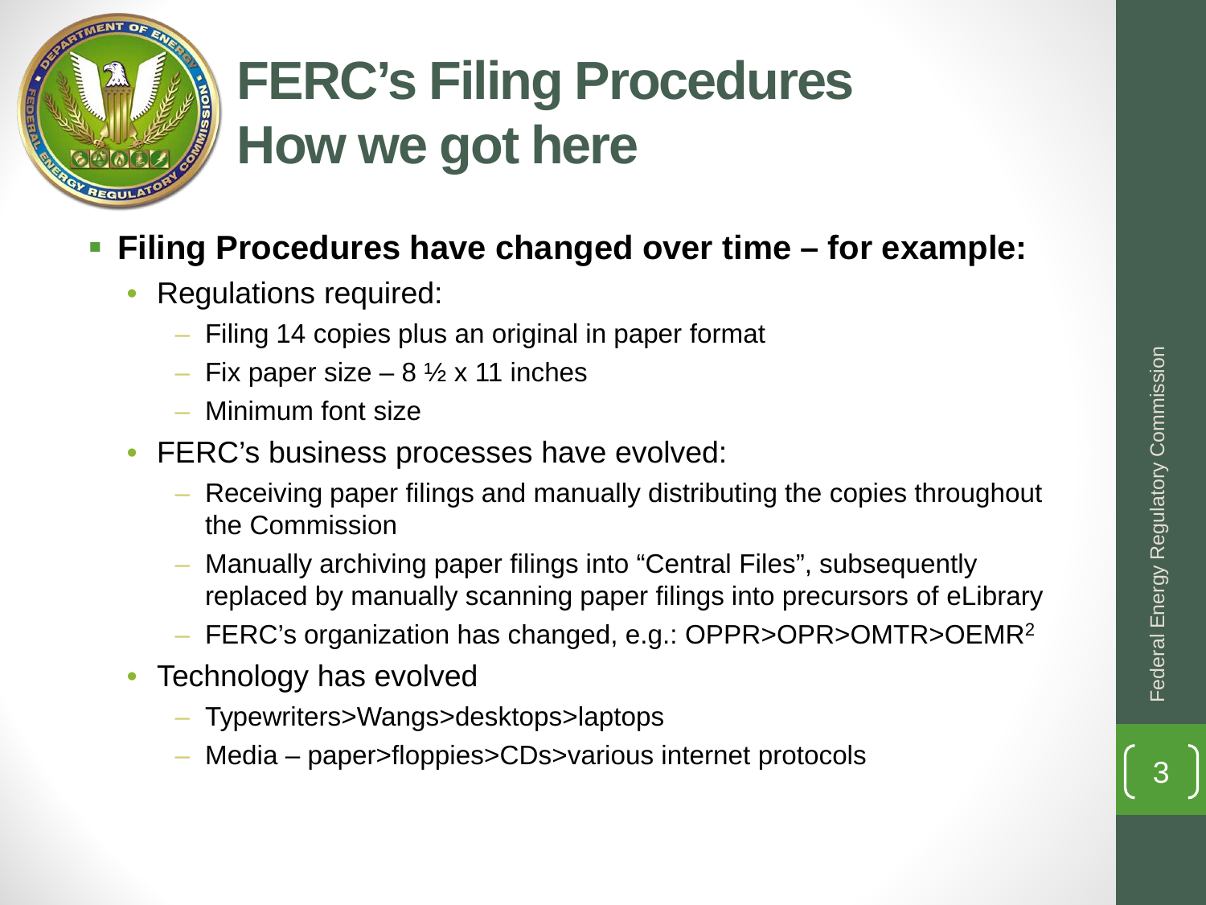# FERC's Filing Procedures
# How we got here

- **Filing Procedures have changed over time – for example:**
  - Regulations required:
    - Filing 14 copies plus an original in paper format
    - Fix paper size – 8 ½ x 11 inches
    - Minimum font size
  - FERC's business processes have evolved:
    - Receiving paper filings and manually distributing the copies throughout the Commission
    - Manually archiving paper filings into "Central Files", subsequently replaced by manually scanning paper filings into precursors of eLibrary
    - FERC's organization has changed, e.g.: OPPR>OPR>OMTR>OEMR[2]
  - Technology has evolved
    - Typewriters>Wangs>desktops>laptops
    - Media – paper>floppies>CDs>various internet protocols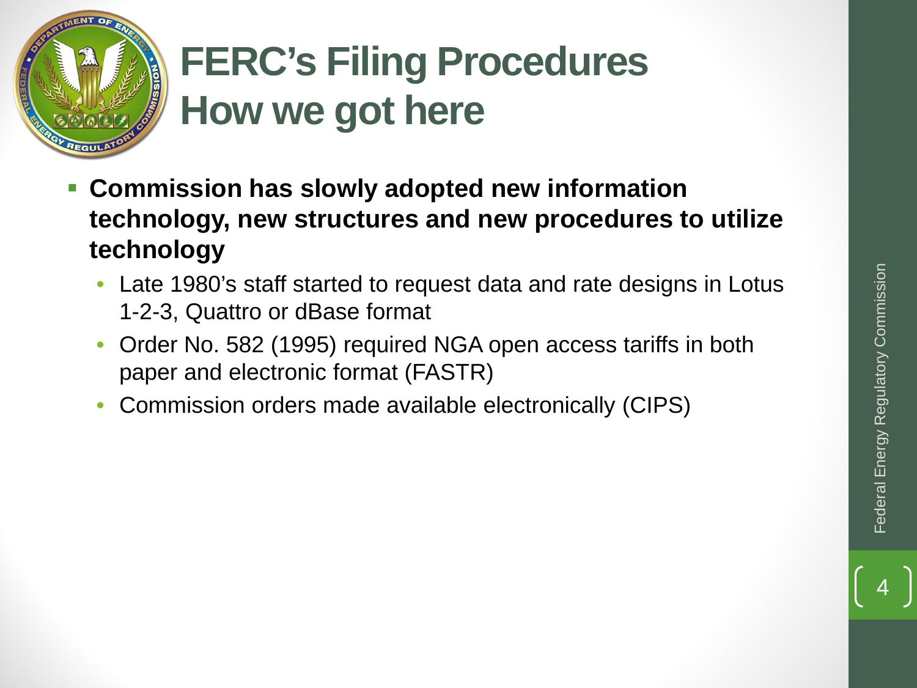# FERC's Filing Procedures
## How we got here

- **Commission has slowly adopted new information technology, new structures and new procedures to utilize technology**
  - Late 1980's staff started to request data and rate designs in Lotus 1-2-3, Quattro or dBase format
  - Order No. 582 (1995) required NGA open access tariffs in both paper and electronic format (FASTR)
  - Commission orders made available electronically (CIPS)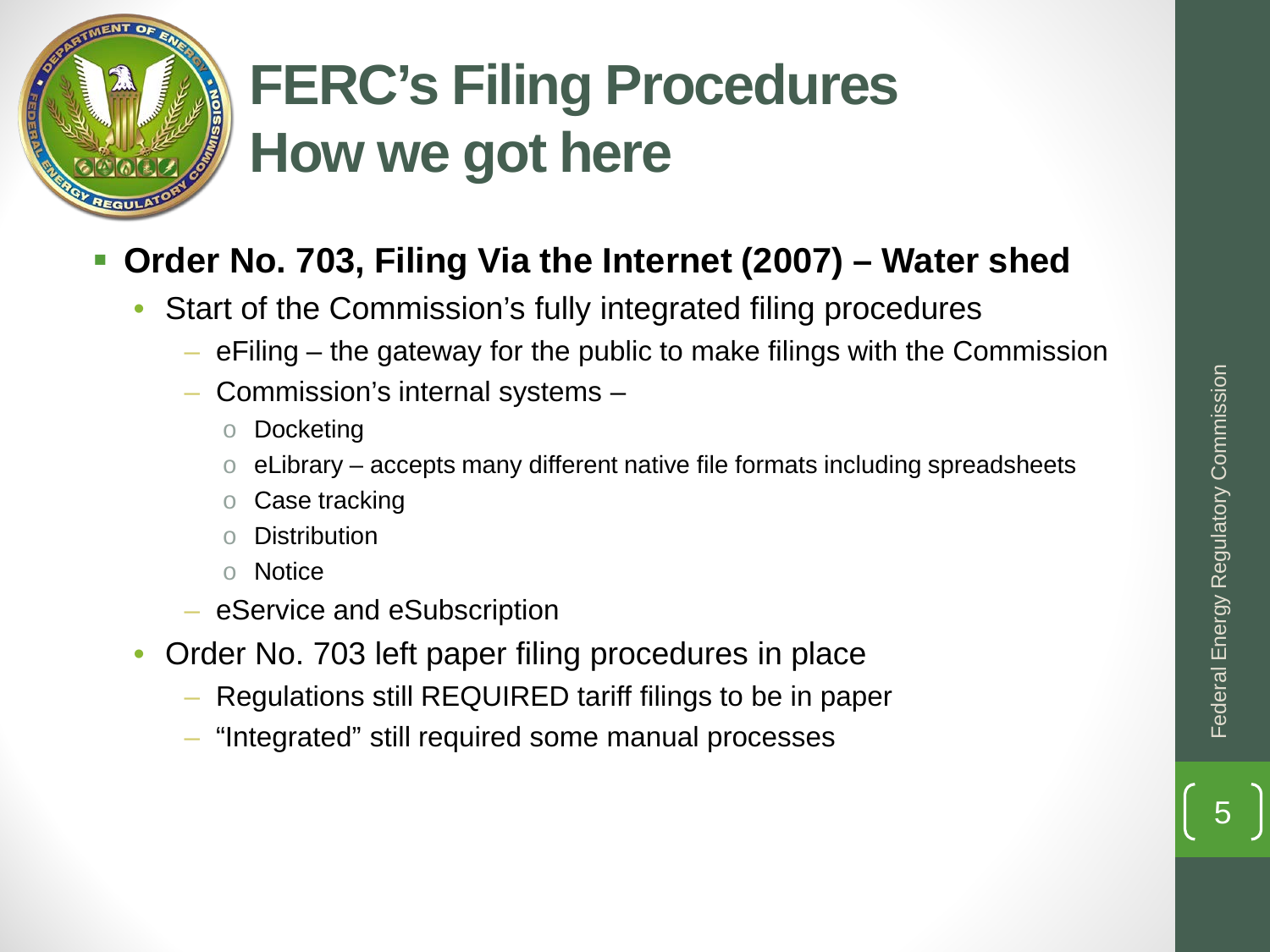# FERC's Filing Procedures
## How we got here

- **Order No. 703, Filing Via the Internet (2007) – Water shed**
  - Start of the Commission's fully integrated filing procedures
    - eFiling – the gateway for the public to make filings with the Commission
    - Commission's internal systems –
      - Docketing
      - eLibrary – accepts many different native file formats including spreadsheets
      - Case tracking
      - Distribution
      - Notice
    - eService and eSubscription
  - Order No. 703 left paper filing procedures in place
    - Regulations still REQUIRED tariff filings to be in paper
    - "Integrated" still required some manual processes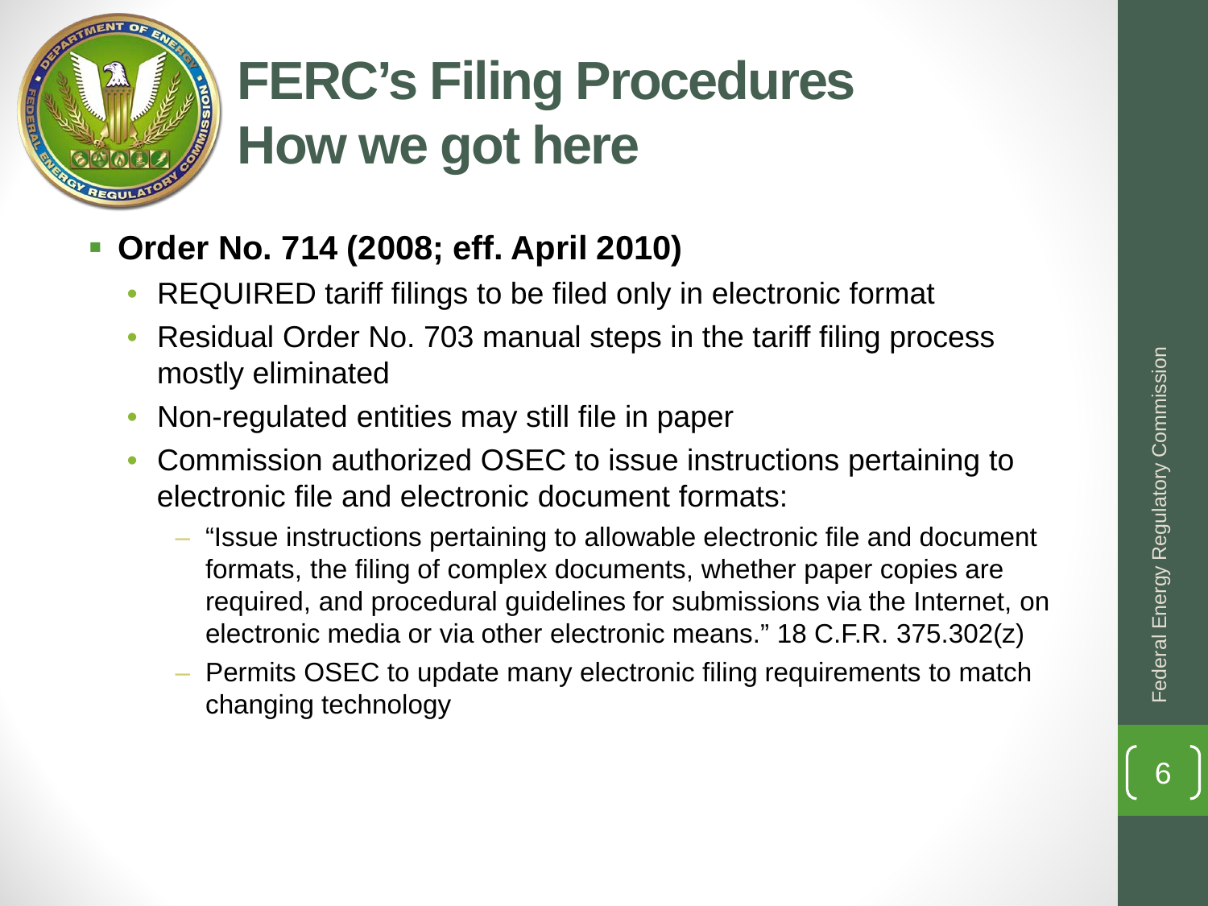# FERC's Filing Procedures How we got here

- **Order No. 714 (2008; eff. April 2010)**
  - REQUIRED tariff filings to be filed only in electronic format
  - Residual Order No. 703 manual steps in the tariff filing process mostly eliminated
  - Non-regulated entities may still file in paper
  - Commission authorized OSEC to issue instructions pertaining to electronic file and electronic document formats:
    - "Issue instructions pertaining to allowable electronic file and document formats, the filing of complex documents, whether paper copies are required, and procedural guidelines for submissions via the Internet, on electronic media or via other electronic means." 18 C.F.R. 375.302(z)
    - Permits OSEC to update many electronic filing requirements to match changing technology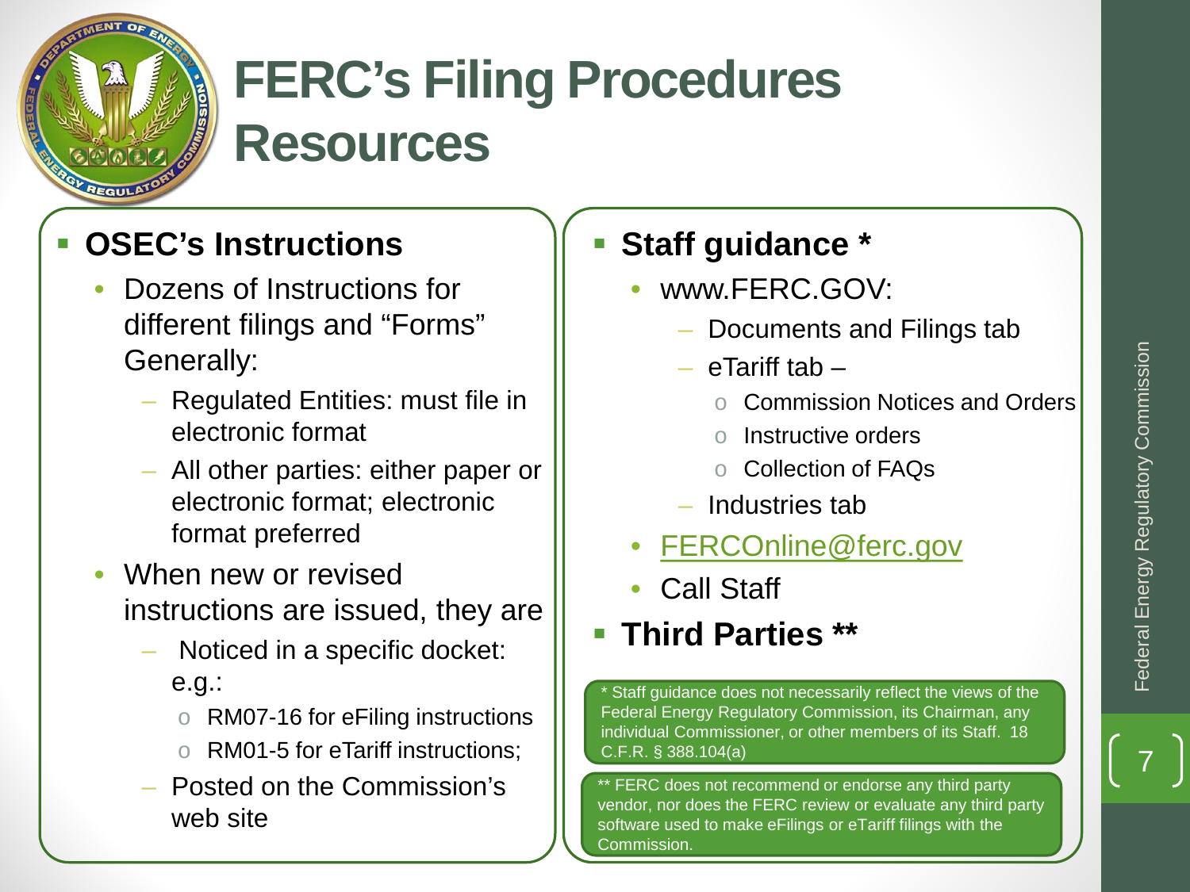# FERC's Filing Procedures Resources

- **OSEC's Instructions**
  - Dozens of Instructions for different filings and "Forms" Generally:
    - Regulated Entities: must file in electronic format
    - All other parties: either paper or electronic format; electronic format preferred
  - When new or revised instructions are issued, they are
    - Noticed in a specific docket: e.g.:
      - RM07-16 for eFiling instructions
      - RM01-5 for eTariff instructions;
    - Posted on the Commission's web site

- **Staff guidance \***
  - www.FERC.GOV:
    - Documents and Filings tab
    - eTariff tab –
      - Commission Notices and Orders
      - Instructive orders
      - Collection of FAQs
    - Industries tab
  - FERCOnline@ferc.gov
  - Call Staff
- **Third Parties \*\***

\* Staff guidance does not necessarily reflect the views of the Federal Energy Regulatory Commission, its Chairman, any individual Commissioner, or other members of its Staff. 18 C.F.R. § 388.104(a)

\*\* FERC does not recommend or endorse any third party vendor, nor does the FERC review or evaluate any third party software used to make eFilings or eTariff filings with the Commission.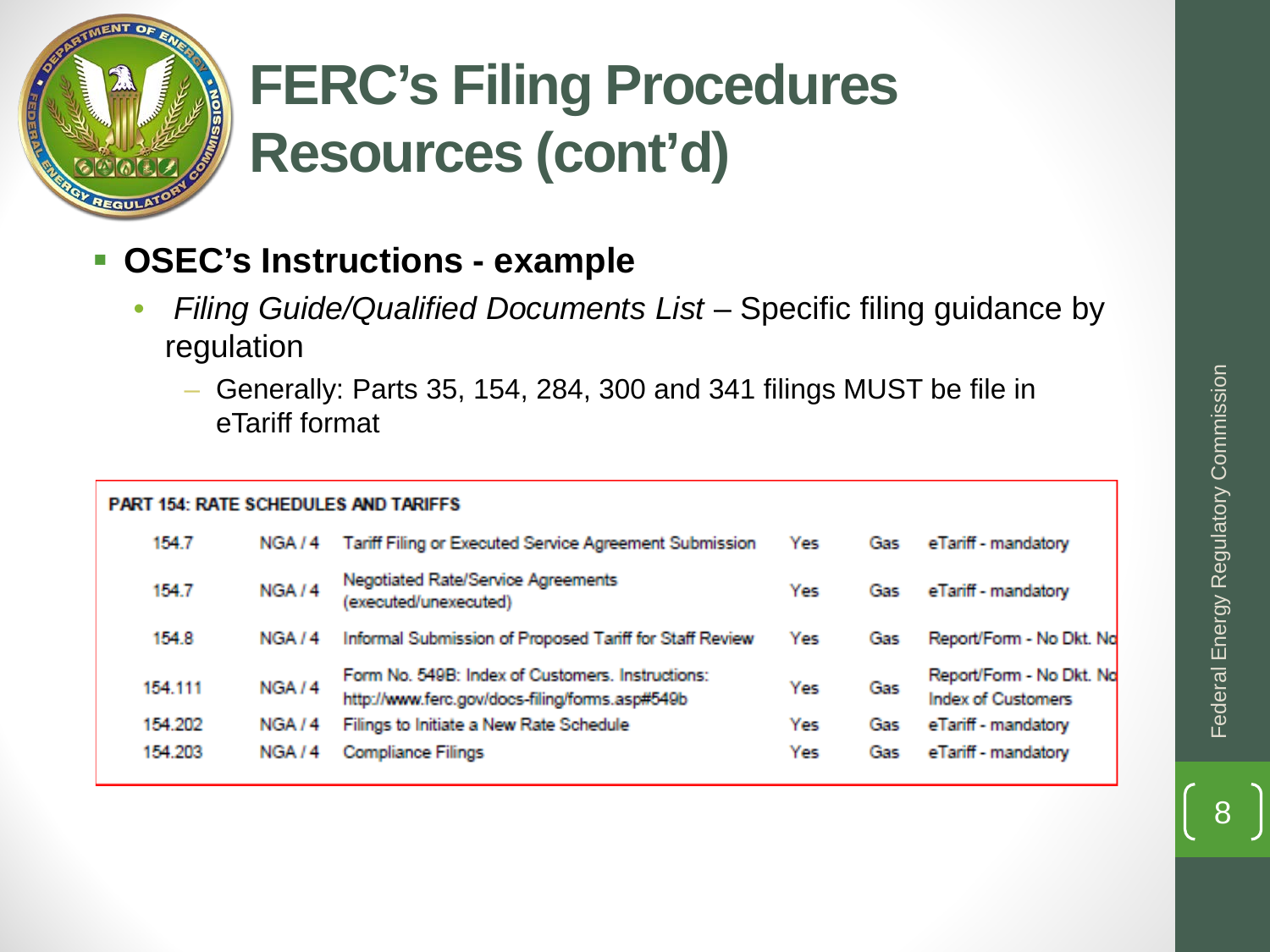# FERC's Filing Procedures Resources (cont'd)

- **OSEC's Instructions - example**
  - *Filing Guide/Qualified Documents List* – Specific filing guidance by regulation
    - Generally: Parts 35, 154, 284, 300 and 341 filings MUST be file in eTariff format

| PART 154: RATE SCHEDULES AND TARIFFS | | | | | |
|---|---|---|---|---|---|
| 154.7 | NGA / 4 | Tariff Filing or Executed Service Agreement Submission | Yes | Gas | eTariff - mandatory |
| 154.7 | NGA / 4 | Negotiated Rate/Service Agreements (executed/unexecuted) | Yes | Gas | eTariff - mandatory |
| 154.8 | NGA / 4 | Informal Submission of Proposed Tariff for Staff Review | Yes | Gas | Report/Form - No Dkt. No |
| 154.111 | NGA / 4 | Form No. 549B: Index of Customers. Instructions: http://www.ferc.gov/docs-filing/forms.asp#549b | Yes | Gas | Report/Form - No Dkt. No Index of Customers |
| 154.202 | NGA / 4 | Filings to Initiate a New Rate Schedule | Yes | Gas | eTariff - mandatory |
| 154.203 | NGA / 4 | Compliance Filings | Yes | Gas | eTariff - mandatory |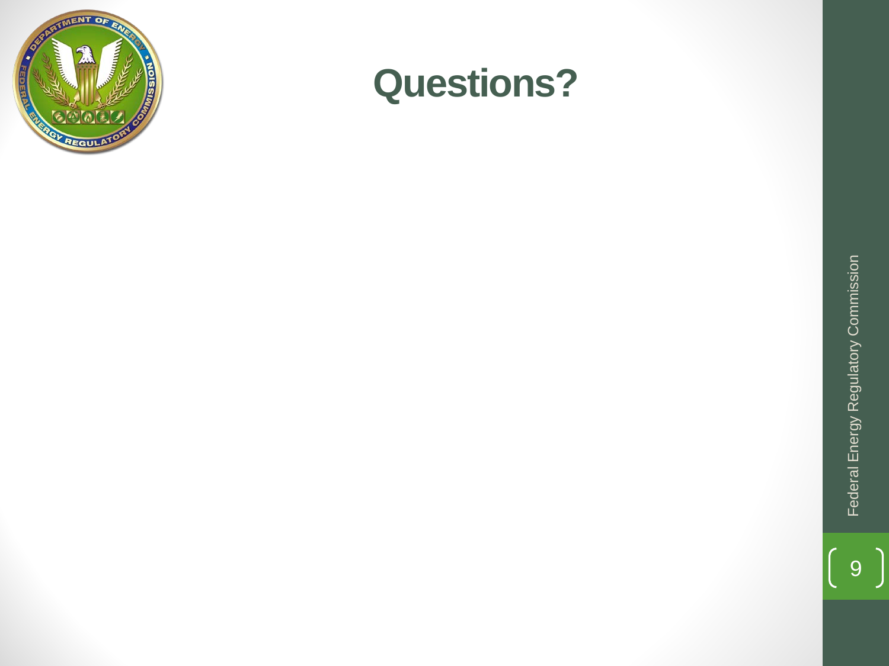# Questions?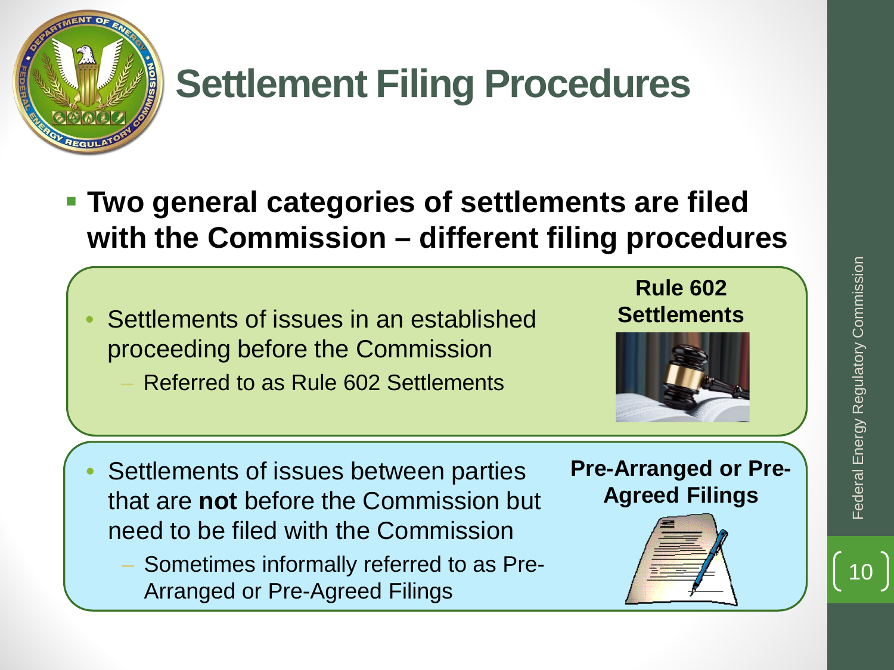# Settlement Filing Procedures

- **Two general categories of settlements are filed with the Commission – different filing procedures**

**Rule 602 Settlements**

- Settlements of issues in an established proceeding before the Commission
  - Referred to as Rule 602 Settlements

**Pre-Arranged or Pre-Agreed Filings**

- Settlements of issues between parties that are **not** before the Commission but need to be filed with the Commission
  - Sometimes informally referred to as Pre-Arranged or Pre-Agreed Filings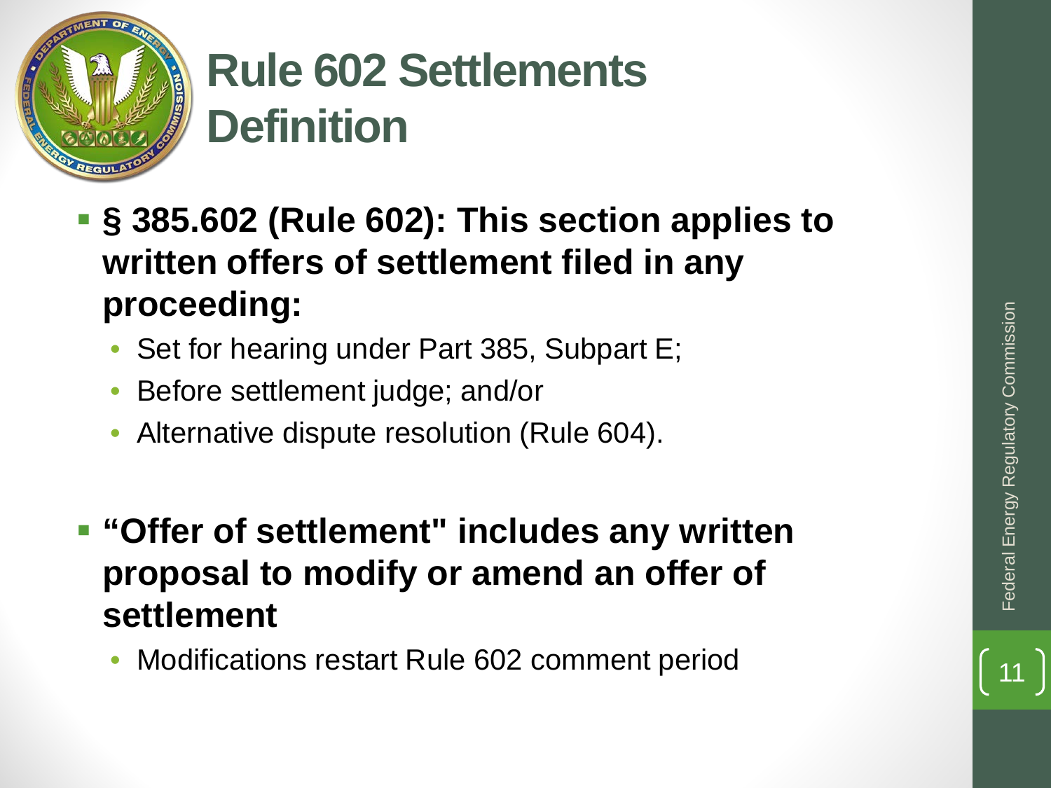# Rule 602 Settlements Definition

- **§ 385.602 (Rule 602): This section applies to written offers of settlement filed in any proceeding:**
  - Set for hearing under Part 385, Subpart E;
  - Before settlement judge; and/or
  - Alternative dispute resolution (Rule 604).

- **"Offer of settlement" includes any written proposal to modify or amend an offer of settlement**
  - Modifications restart Rule 602 comment period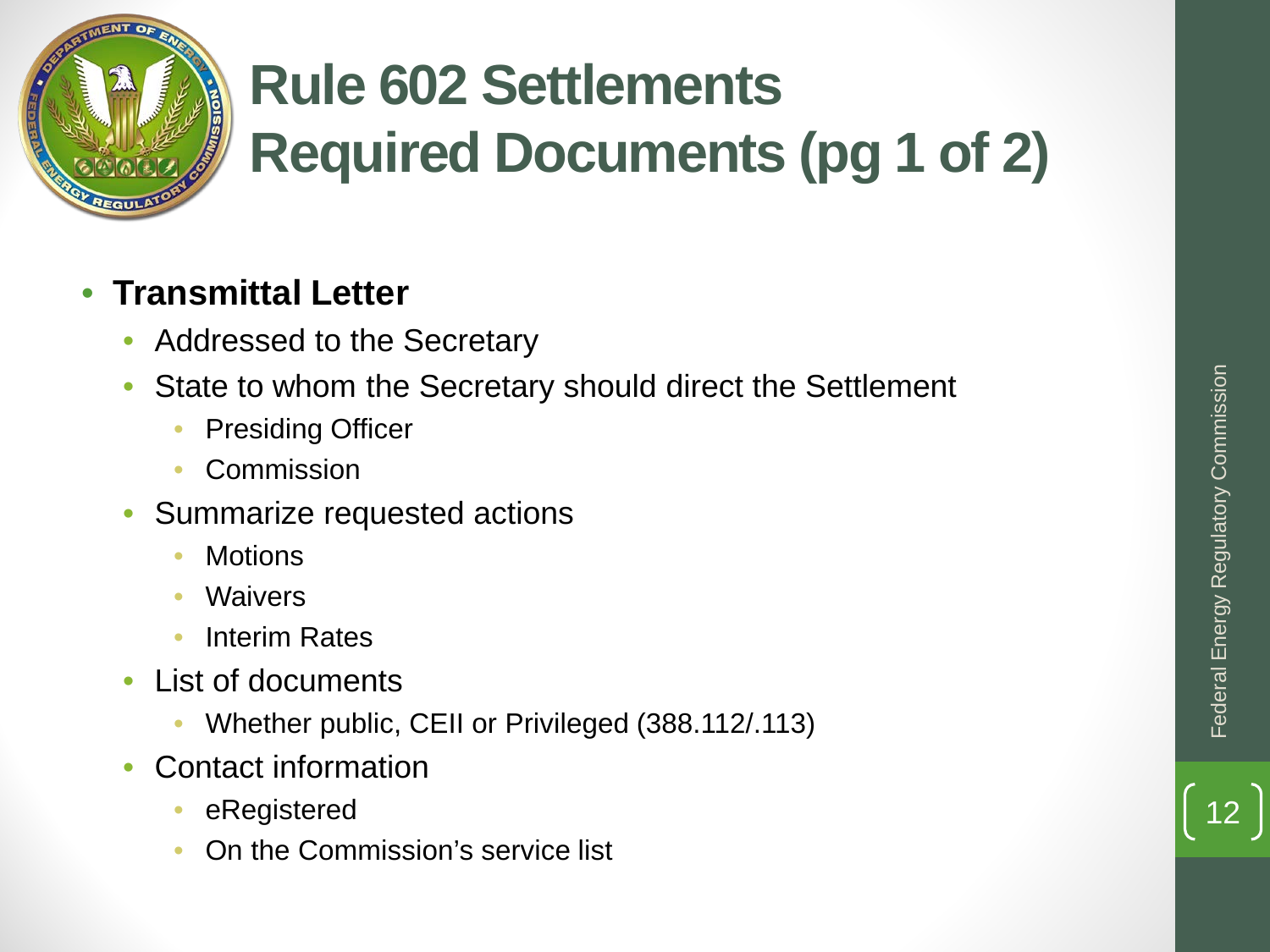# Rule 602 Settlements Required Documents (pg 1 of 2)

- **Transmittal Letter**
  - Addressed to the Secretary
  - State to whom the Secretary should direct the Settlement
    - Presiding Officer
    - Commission
  - Summarize requested actions
    - Motions
    - Waivers
    - Interim Rates
  - List of documents
    - Whether public, CEII or Privileged (388.112/.113)
  - Contact information
    - eRegistered
    - On the Commission's service list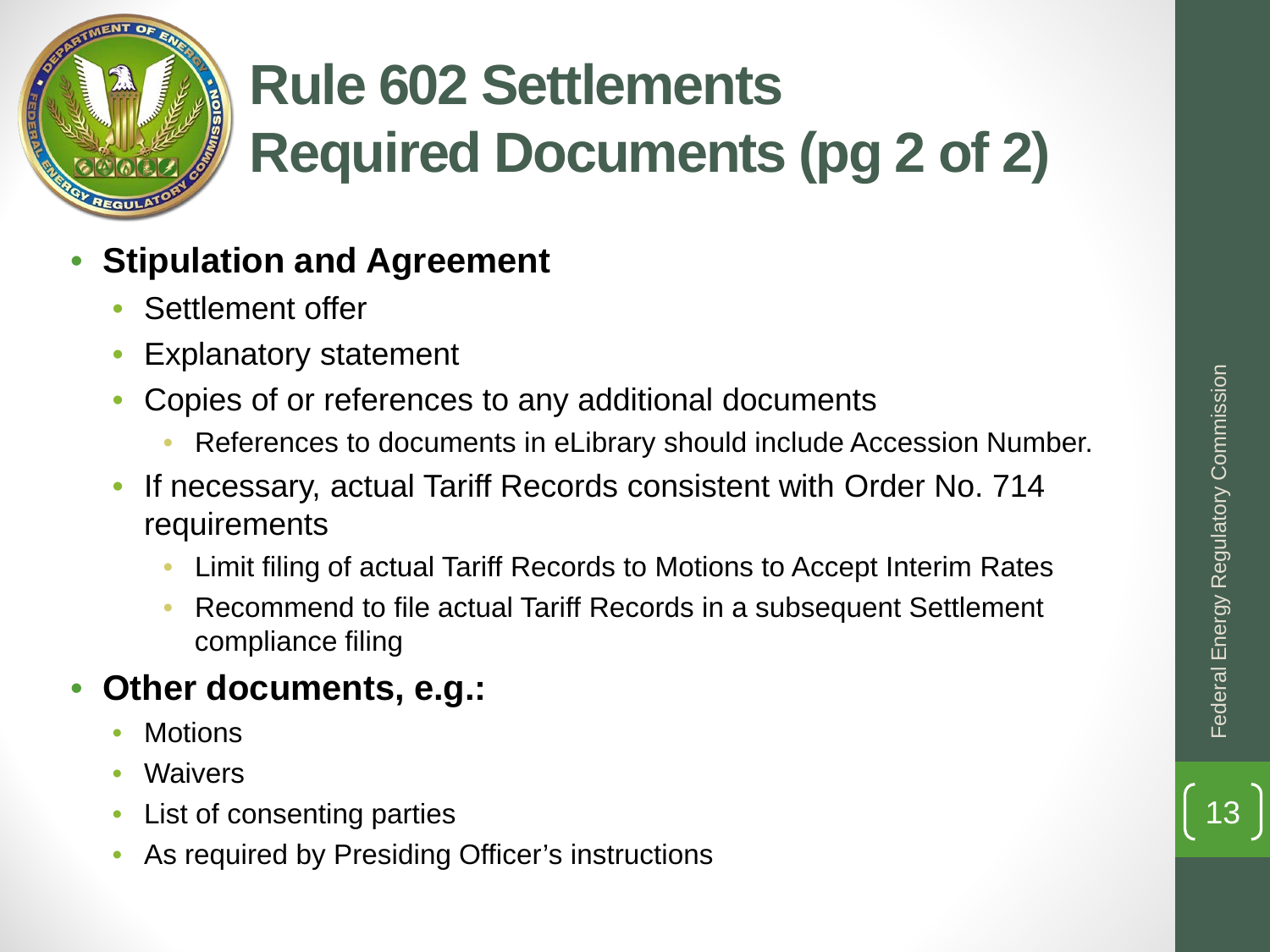# Rule 602 Settlements Required Documents (pg 2 of 2)

- **Stipulation and Agreement**
  - Settlement offer
  - Explanatory statement
  - Copies of or references to any additional documents
    - References to documents in eLibrary should include Accession Number.
  - If necessary, actual Tariff Records consistent with Order No. 714 requirements
    - Limit filing of actual Tariff Records to Motions to Accept Interim Rates
    - Recommend to file actual Tariff Records in a subsequent Settlement compliance filing
- **Other documents, e.g.:**
  - Motions
  - Waivers
  - List of consenting parties
  - As required by Presiding Officer's instructions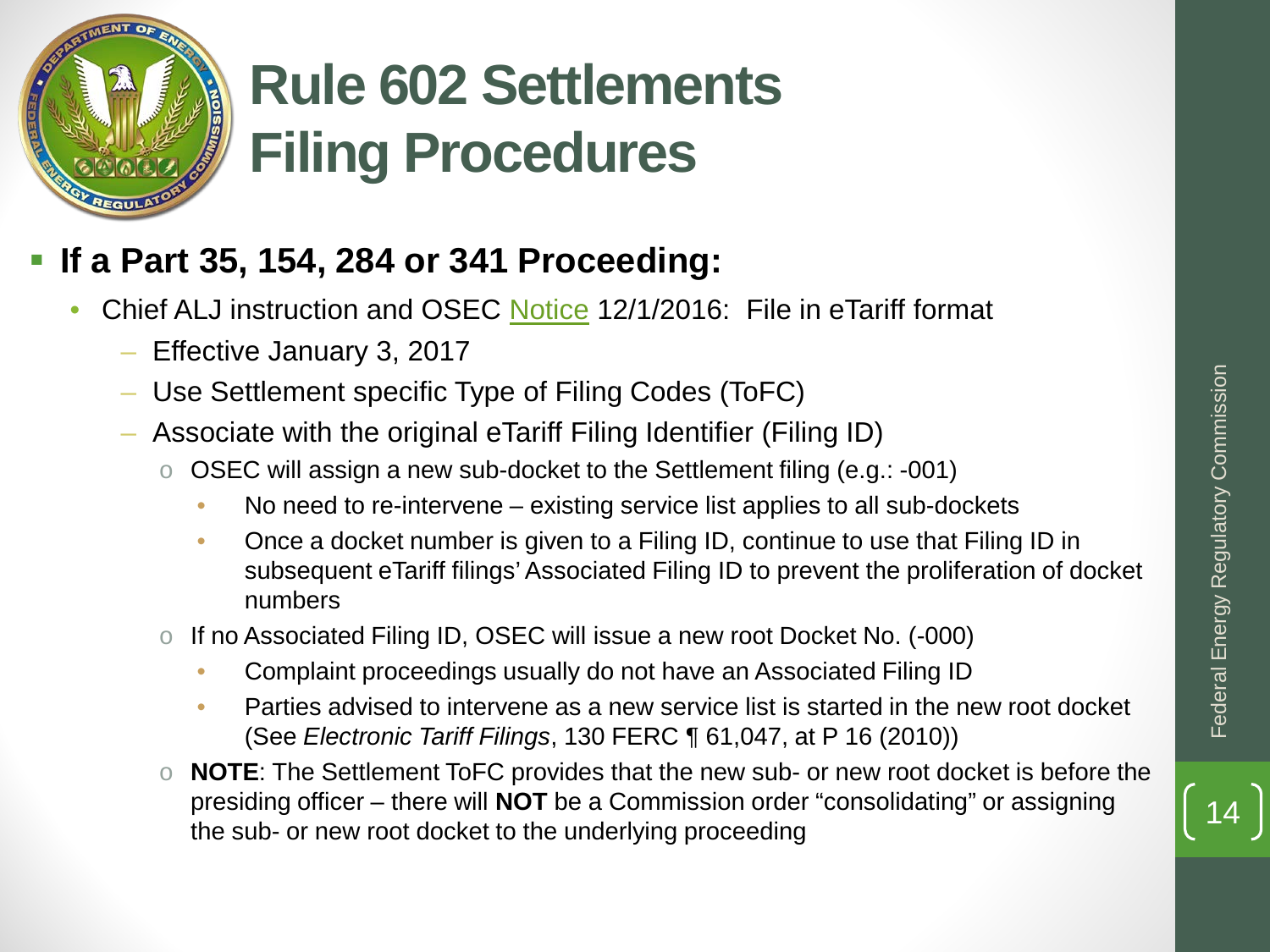# Rule 602 Settlements Filing Procedures

- **If a Part 35, 154, 284 or 341 Proceeding:**
  - Chief ALJ instruction and OSEC Notice 12/1/2016: File in eTariff format
    - Effective January 3, 2017
    - Use Settlement specific Type of Filing Codes (ToFC)
    - Associate with the original eTariff Filing Identifier (Filing ID)
      - OSEC will assign a new sub-docket to the Settlement filing (e.g.: -001)
        - No need to re-intervene – existing service list applies to all sub-dockets
        - Once a docket number is given to a Filing ID, continue to use that Filing ID in subsequent eTariff filings' Associated Filing ID to prevent the proliferation of docket numbers
      - If no Associated Filing ID, OSEC will issue a new root Docket No. (-000)
        - Complaint proceedings usually do not have an Associated Filing ID
        - Parties advised to intervene as a new service list is started in the new root docket (See *Electronic Tariff Filings*, 130 FERC ¶ 61,047, at P 16 (2010))
      - **NOTE**: The Settlement ToFC provides that the new sub- or new root docket is before the presiding officer – there will **NOT** be a Commission order "consolidating" or assigning the sub- or new root docket to the underlying proceeding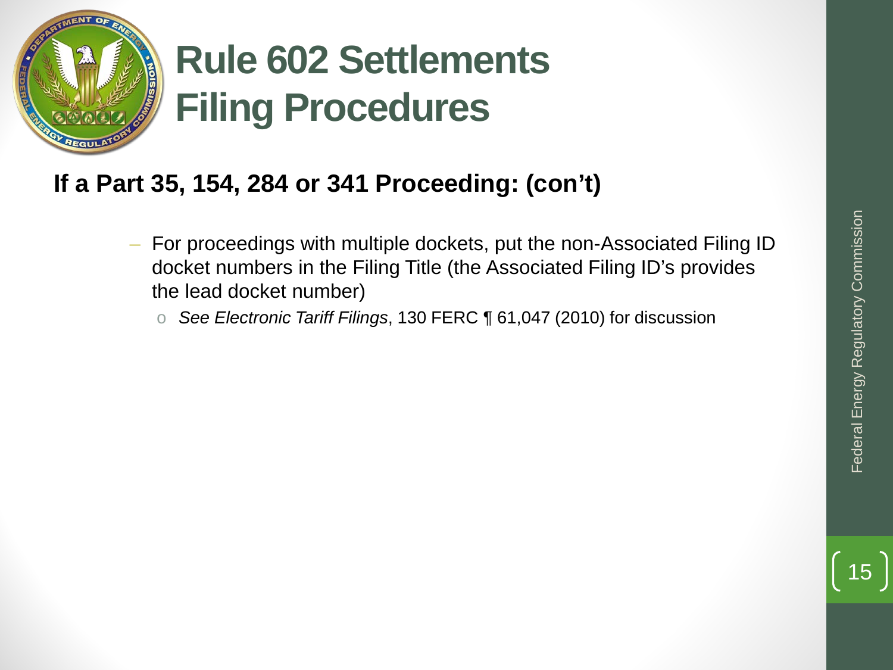# Rule 602 Settlements Filing Procedures

**If a Part 35, 154, 284 or 341 Proceeding: (con't)**

- For proceedings with multiple dockets, put the non-Associated Filing ID docket numbers in the Filing Title (the Associated Filing ID's provides the lead docket number)
  - *See Electronic Tariff Filings*, 130 FERC ¶ 61,047 (2010) for discussion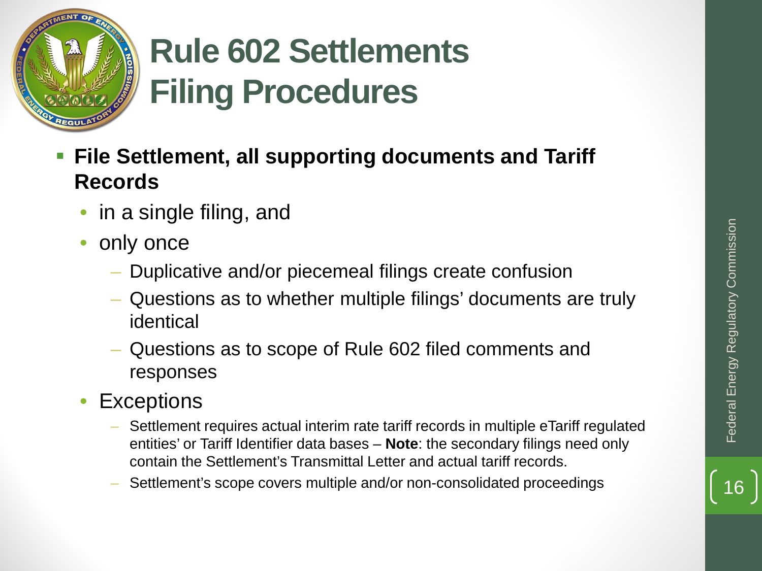# Rule 602 Settlements Filing Procedures

- **File Settlement, all supporting documents and Tariff Records**
  - in a single filing, and
  - only once
    - Duplicative and/or piecemeal filings create confusion
    - Questions as to whether multiple filings' documents are truly identical
    - Questions as to scope of Rule 602 filed comments and responses
  - Exceptions
    - Settlement requires actual interim rate tariff records in multiple eTariff regulated entities' or Tariff Identifier data bases – **Note**: the secondary filings need only contain the Settlement's Transmittal Letter and actual tariff records.
    - Settlement's scope covers multiple and/or non-consolidated proceedings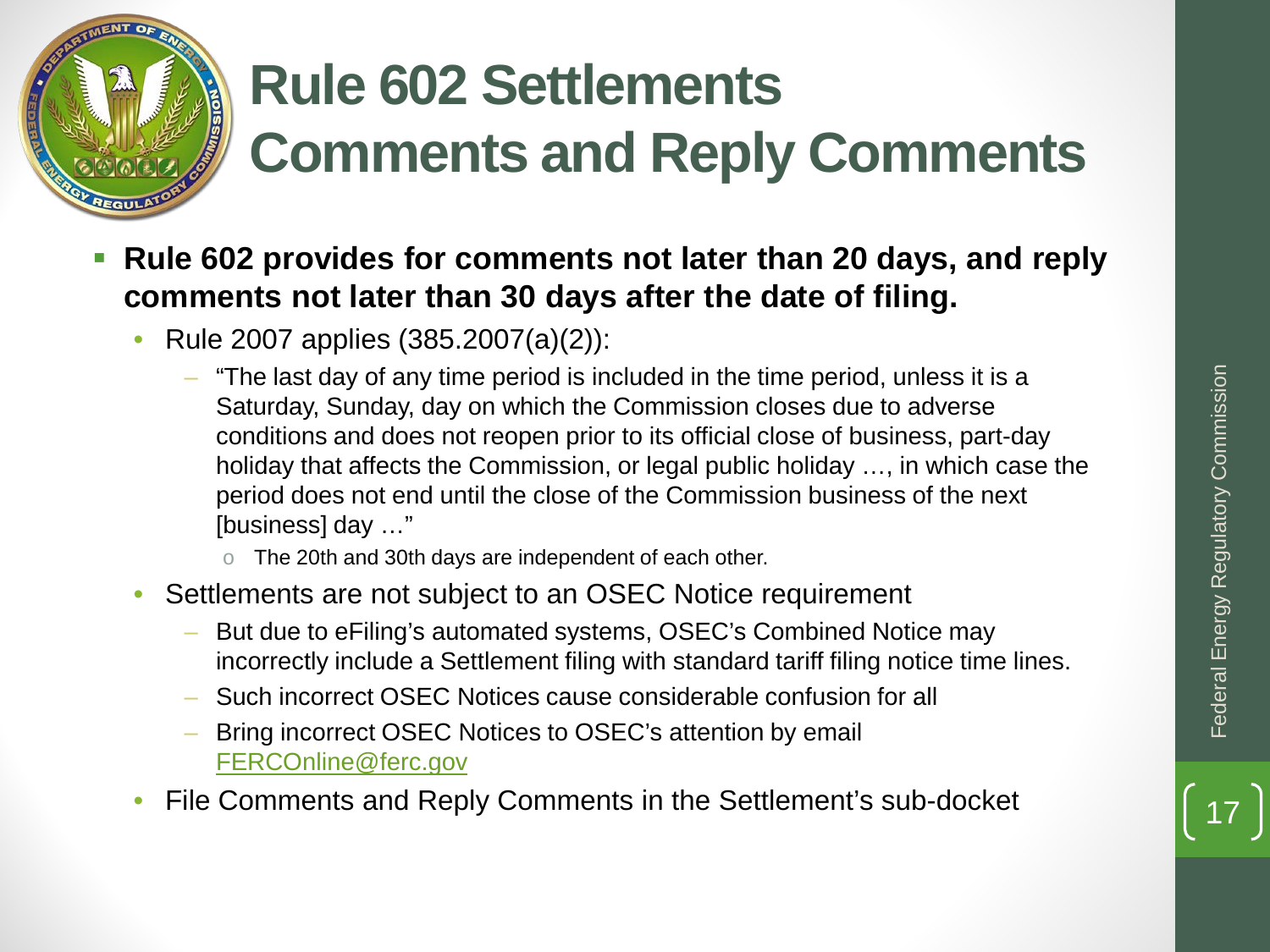# Rule 602 Settlements Comments and Reply Comments

- **Rule 602 provides for comments not later than 20 days, and reply comments not later than 30 days after the date of filing.**
  - Rule 2007 applies (385.2007(a)(2)):
    - "The last day of any time period is included in the time period, unless it is a Saturday, Sunday, day on which the Commission closes due to adverse conditions and does not reopen prior to its official close of business, part-day holiday that affects the Commission, or legal public holiday …, in which case the period does not end until the close of the Commission business of the next [business] day …"
      - The 20th and 30th days are independent of each other.
  - Settlements are not subject to an OSEC Notice requirement
    - But due to eFiling's automated systems, OSEC's Combined Notice may incorrectly include a Settlement filing with standard tariff filing notice time lines.
    - Such incorrect OSEC Notices cause considerable confusion for all
    - Bring incorrect OSEC Notices to OSEC's attention by email FERCOnline@ferc.gov
  - File Comments and Reply Comments in the Settlement's sub-docket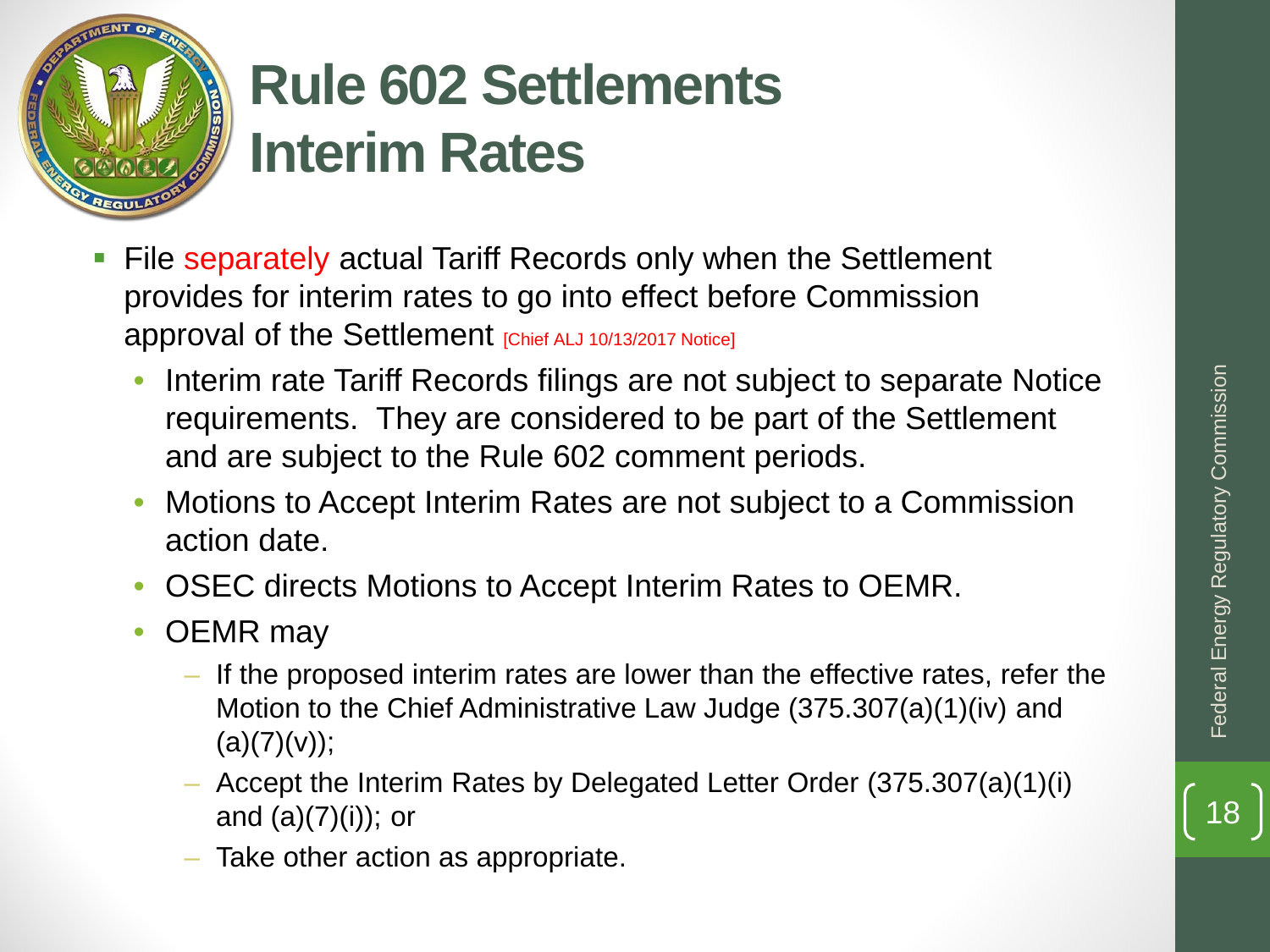# Rule 602 Settlements Interim Rates

- File separately actual Tariff Records only when the Settlement provides for interim rates to go into effect before Commission approval of the Settlement [Chief ALJ 10/13/2017 Notice]
  - Interim rate Tariff Records filings are not subject to separate Notice requirements. They are considered to be part of the Settlement and are subject to the Rule 602 comment periods.
  - Motions to Accept Interim Rates are not subject to a Commission action date.
  - OSEC directs Motions to Accept Interim Rates to OEMR.
  - OEMR may
    - If the proposed interim rates are lower than the effective rates, refer the Motion to the Chief Administrative Law Judge (375.307(a)(1)(iv) and (a)(7)(v));
    - Accept the Interim Rates by Delegated Letter Order (375.307(a)(1)(i) and (a)(7)(i)); or
    - Take other action as appropriate.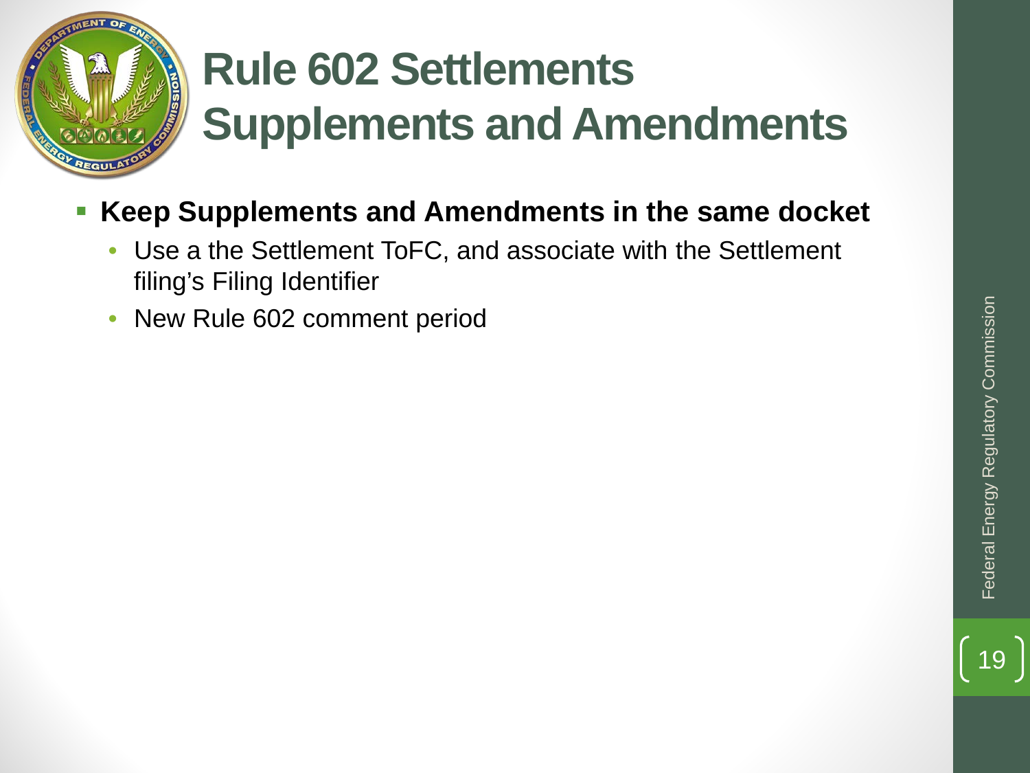# Rule 602 Settlements Supplements and Amendments

- **Keep Supplements and Amendments in the same docket**
  - Use a the Settlement ToFC, and associate with the Settlement filing's Filing Identifier
  - New Rule 602 comment period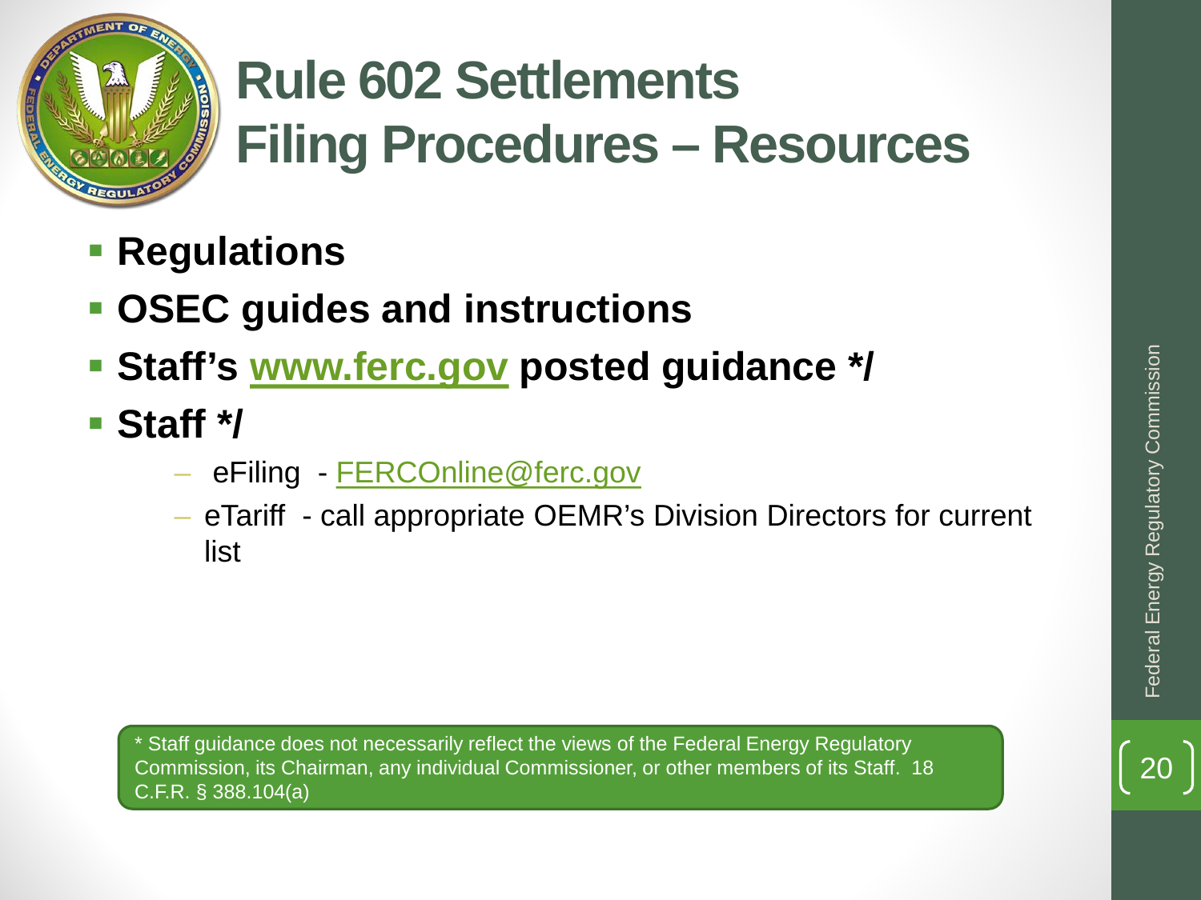# Rule 602 Settlements Filing Procedures – Resources

- **Regulations**
- **OSEC guides and instructions**
- **Staff's www.ferc.gov posted guidance */**
- **Staff */**
  - eFiling - FERCOnline@ferc.gov
  - eTariff - call appropriate OEMR's Division Directors for current list

* Staff guidance does not necessarily reflect the views of the Federal Energy Regulatory Commission, its Chairman, any individual Commissioner, or other members of its Staff. 18 C.F.R. § 388.104(a)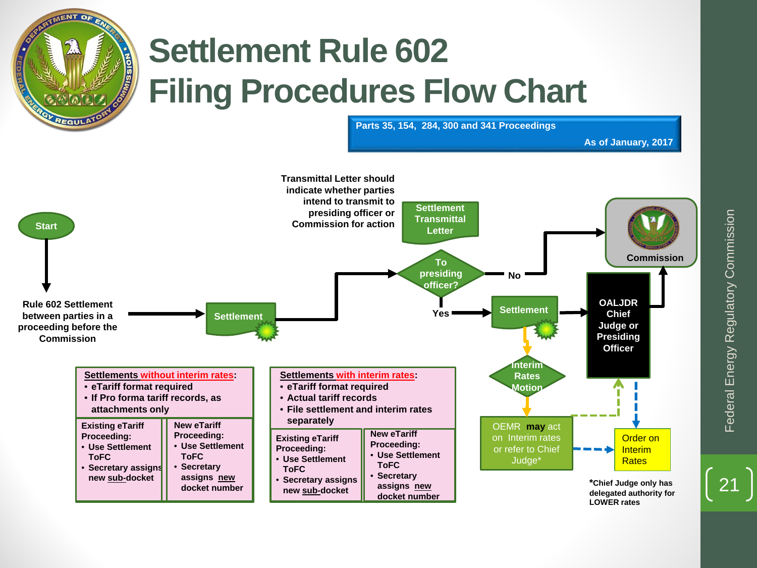# Settlement Rule 602
# Filing Procedures Flow Chart

**Parts 35, 154, 284, 300 and 341 Proceedings**

**As of January, 2017**

**Start**

**Rule 602 Settlement between parties in a proceeding before the Commission**

**Settlement**

**Transmittal Letter should indicate whether parties intend to transmit to presiding officer or Commission for action**

**Settlement Transmittal Letter**

**To presiding officer?**

**No** → **Commission**

**Yes** → **Settlement** → **OALJDR Chief Judge or Presiding Officer** → **Commission**

**Interim Rates Motion**

OEMR **may** act on Interim rates or refer to Chief Judge*

Order on Interim Rates

***Chief Judge only has delegated authority for LOWER rates**

| **Settlements without interim rates:** | |
|---|---|
| • eTariff format required<br>• If Pro forma tariff records, as attachments only | |
| **Existing eTariff Proceeding:**<br>• Use Settlement ToFC<br>• Secretary assigns new sub-docket | **New eTariff Proceeding:**<br>• Use Settlement ToFC<br>• Secretary assigns new docket number |

| **Settlements with interim rates:** | |
|---|---|
| • eTariff format required<br>• Actual tariff records<br>• File settlement and interim rates separately | |
| **Existing eTariff Proceeding:**<br>• Use Settlement ToFC<br>• Secretary assigns new sub-docket | **New eTariff Proceeding:**<br>• Use Settlement ToFC<br>• Secretary assigns new docket number |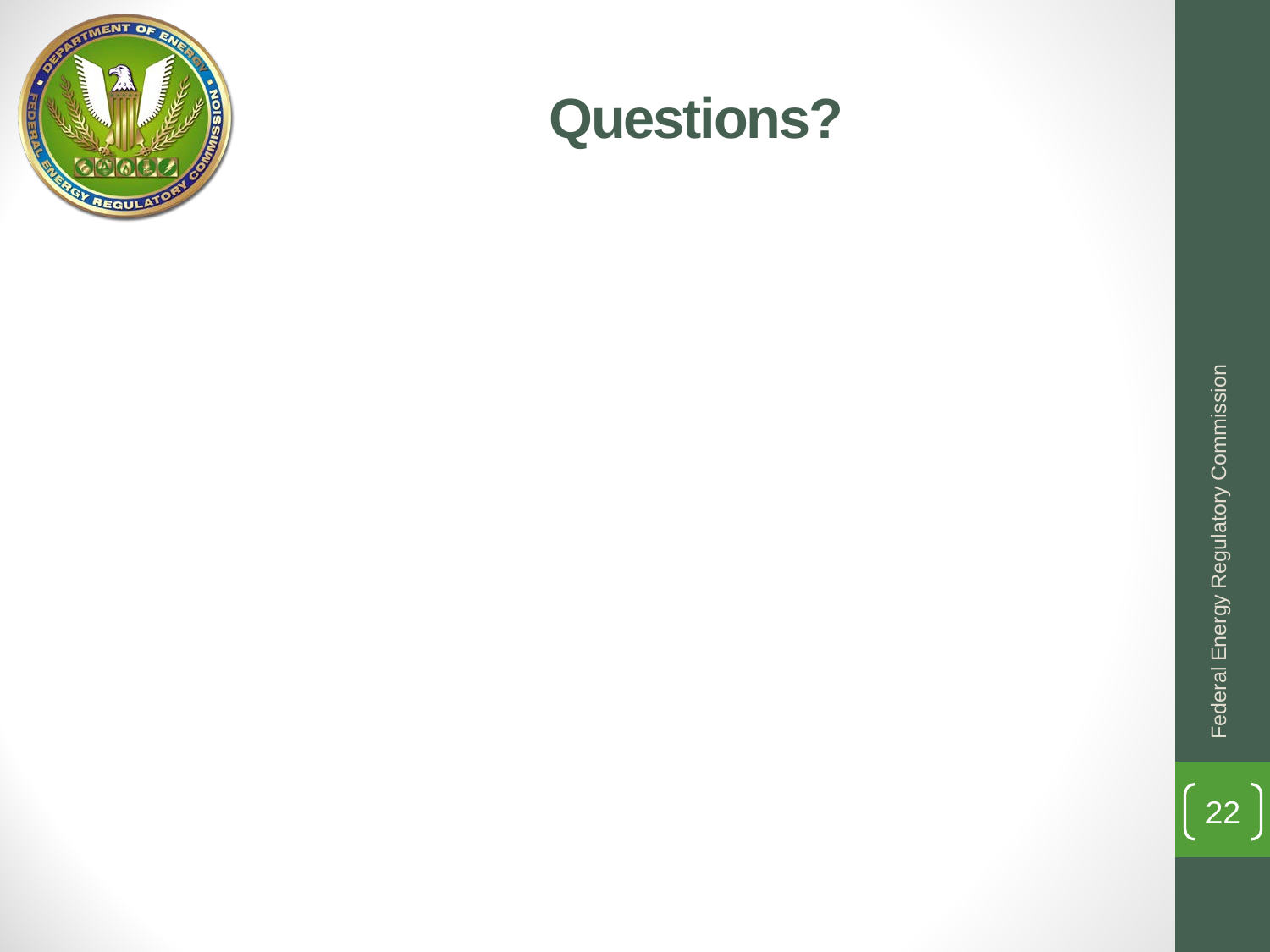# Questions?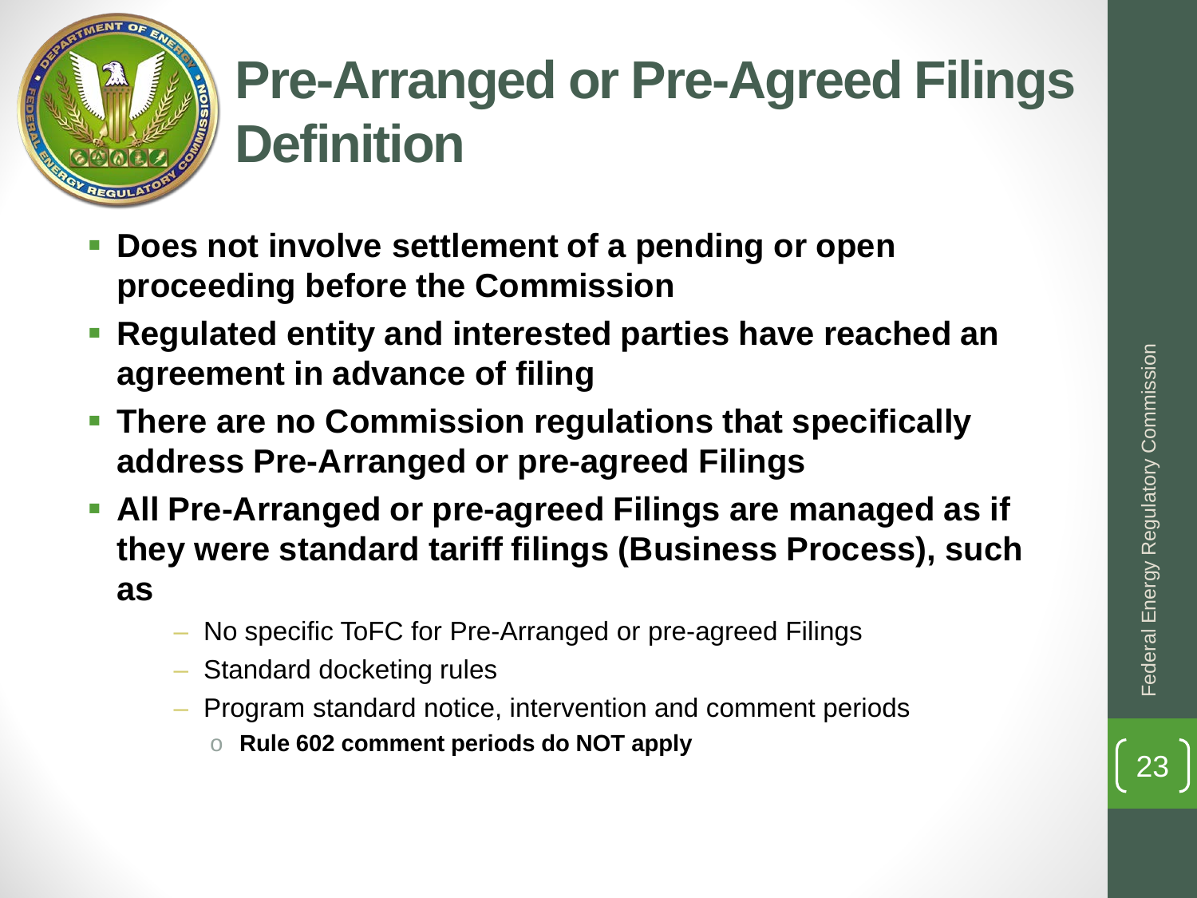# Pre-Arranged or Pre-Agreed Filings Definition

- **Does not involve settlement of a pending or open proceeding before the Commission**
- **Regulated entity and interested parties have reached an agreement in advance of filing**
- **There are no Commission regulations that specifically address Pre-Arranged or pre-agreed Filings**
- **All Pre-Arranged or pre-agreed Filings are managed as if they were standard tariff filings (Business Process), such as**
  - No specific ToFC for Pre-Arranged or pre-agreed Filings
  - Standard docketing rules
  - Program standard notice, intervention and comment periods
    - **Rule 602 comment periods do NOT apply**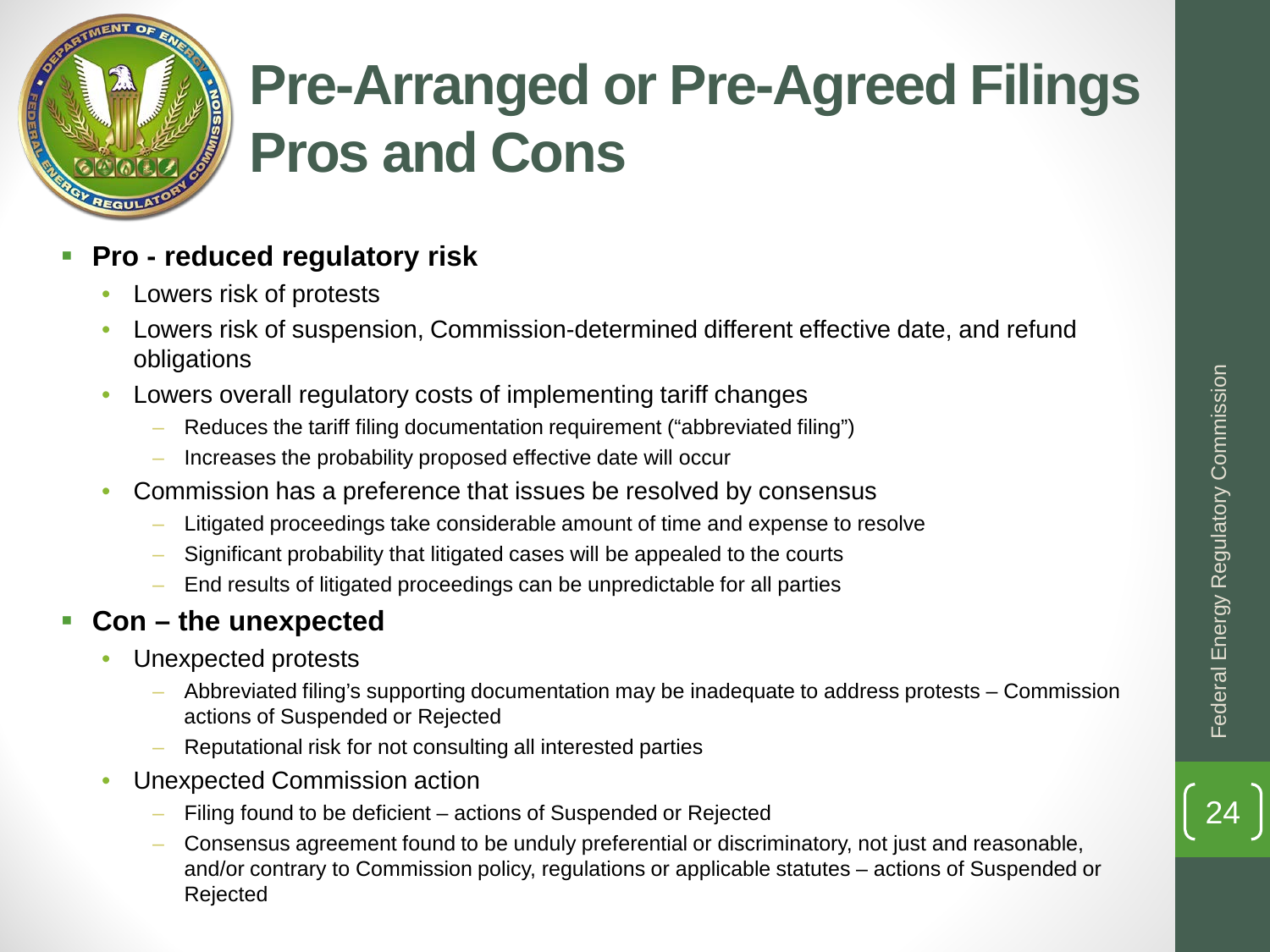# Pre-Arranged or Pre-Agreed Filings Pros and Cons

- **Pro - reduced regulatory risk**
  - Lowers risk of protests
  - Lowers risk of suspension, Commission-determined different effective date, and refund obligations
  - Lowers overall regulatory costs of implementing tariff changes
    - Reduces the tariff filing documentation requirement ("abbreviated filing")
    - Increases the probability proposed effective date will occur
  - Commission has a preference that issues be resolved by consensus
    - Litigated proceedings take considerable amount of time and expense to resolve
    - Significant probability that litigated cases will be appealed to the courts
    - End results of litigated proceedings can be unpredictable for all parties
- **Con – the unexpected**
  - Unexpected protests
    - Abbreviated filing's supporting documentation may be inadequate to address protests – Commission actions of Suspended or Rejected
    - Reputational risk for not consulting all interested parties
  - Unexpected Commission action
    - Filing found to be deficient – actions of Suspended or Rejected
    - Consensus agreement found to be unduly preferential or discriminatory, not just and reasonable, and/or contrary to Commission policy, regulations or applicable statutes – actions of Suspended or Rejected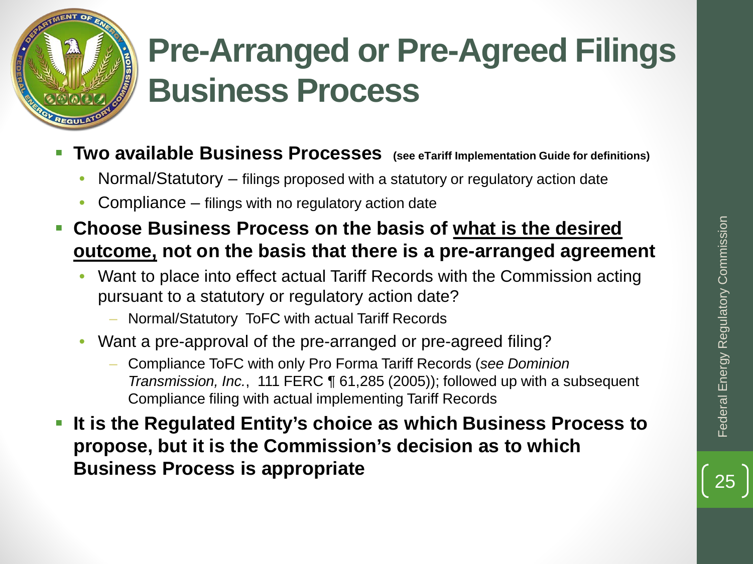# Pre-Arranged or Pre-Agreed Filings Business Process

- **Two available Business Processes** **(see eTariff Implementation Guide for definitions)**
  - Normal/Statutory – filings proposed with a statutory or regulatory action date
  - Compliance – filings with no regulatory action date
- **Choose Business Process on the basis of <u>what is the desired outcome,</u> not on the basis that there is a pre-arranged agreement**
  - Want to place into effect actual Tariff Records with the Commission acting pursuant to a statutory or regulatory action date?
    - Normal/Statutory ToFC with actual Tariff Records
  - Want a pre-approval of the pre-arranged or pre-agreed filing?
    - Compliance ToFC with only Pro Forma Tariff Records (*see Dominion Transmission, Inc.*, 111 FERC ¶ 61,285 (2005)); followed up with a subsequent Compliance filing with actual implementing Tariff Records
- **It is the Regulated Entity's choice as which Business Process to propose, but it is the Commission's decision as to which Business Process is appropriate**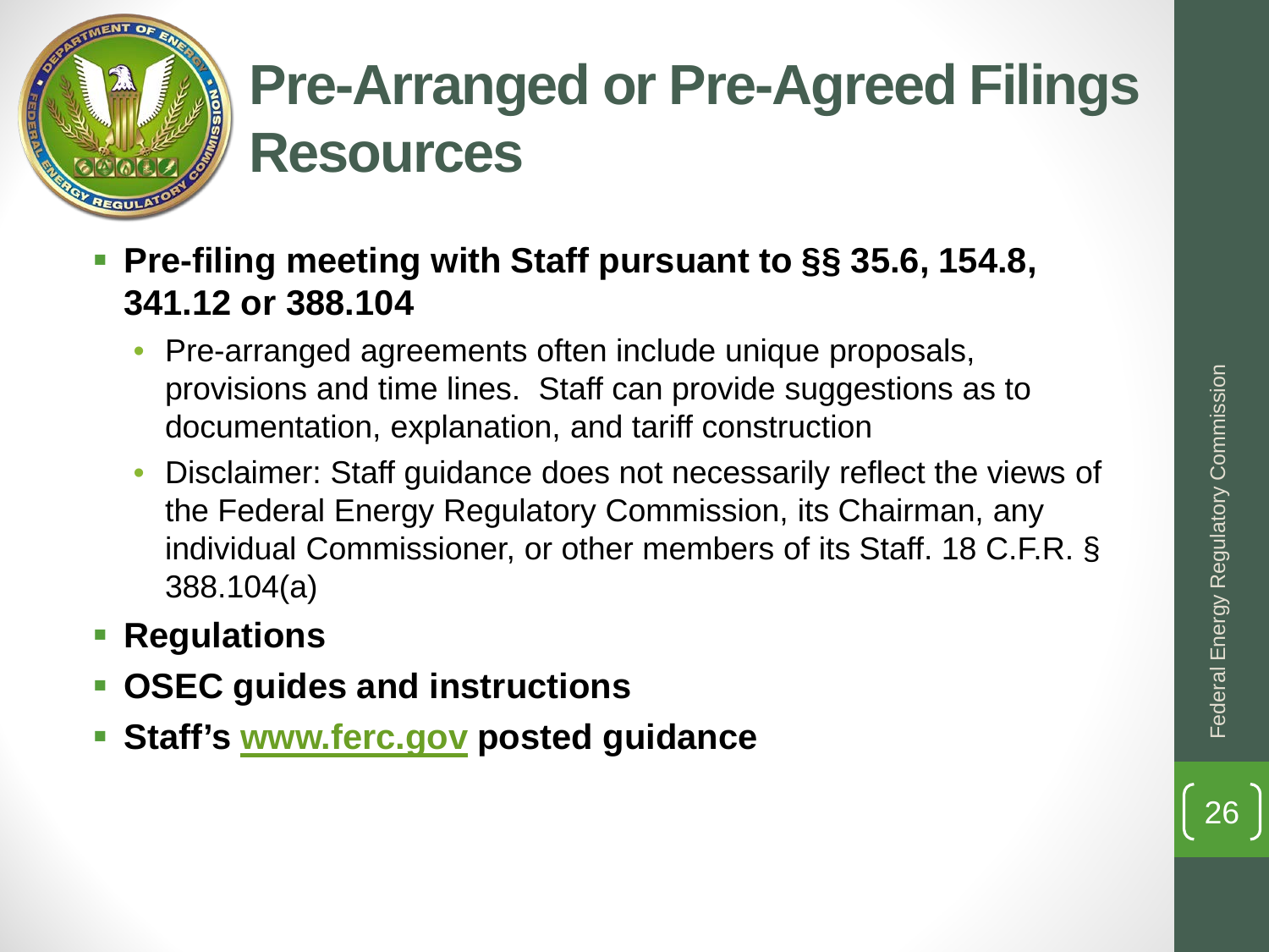# Pre-Arranged or Pre-Agreed Filings Resources

- **Pre-filing meeting with Staff pursuant to §§ 35.6, 154.8, 341.12 or 388.104**
  - Pre-arranged agreements often include unique proposals, provisions and time lines. Staff can provide suggestions as to documentation, explanation, and tariff construction
  - Disclaimer: Staff guidance does not necessarily reflect the views of the Federal Energy Regulatory Commission, its Chairman, any individual Commissioner, or other members of its Staff. 18 C.F.R. § 388.104(a)
- **Regulations**
- **OSEC guides and instructions**
- **Staff's www.ferc.gov posted guidance**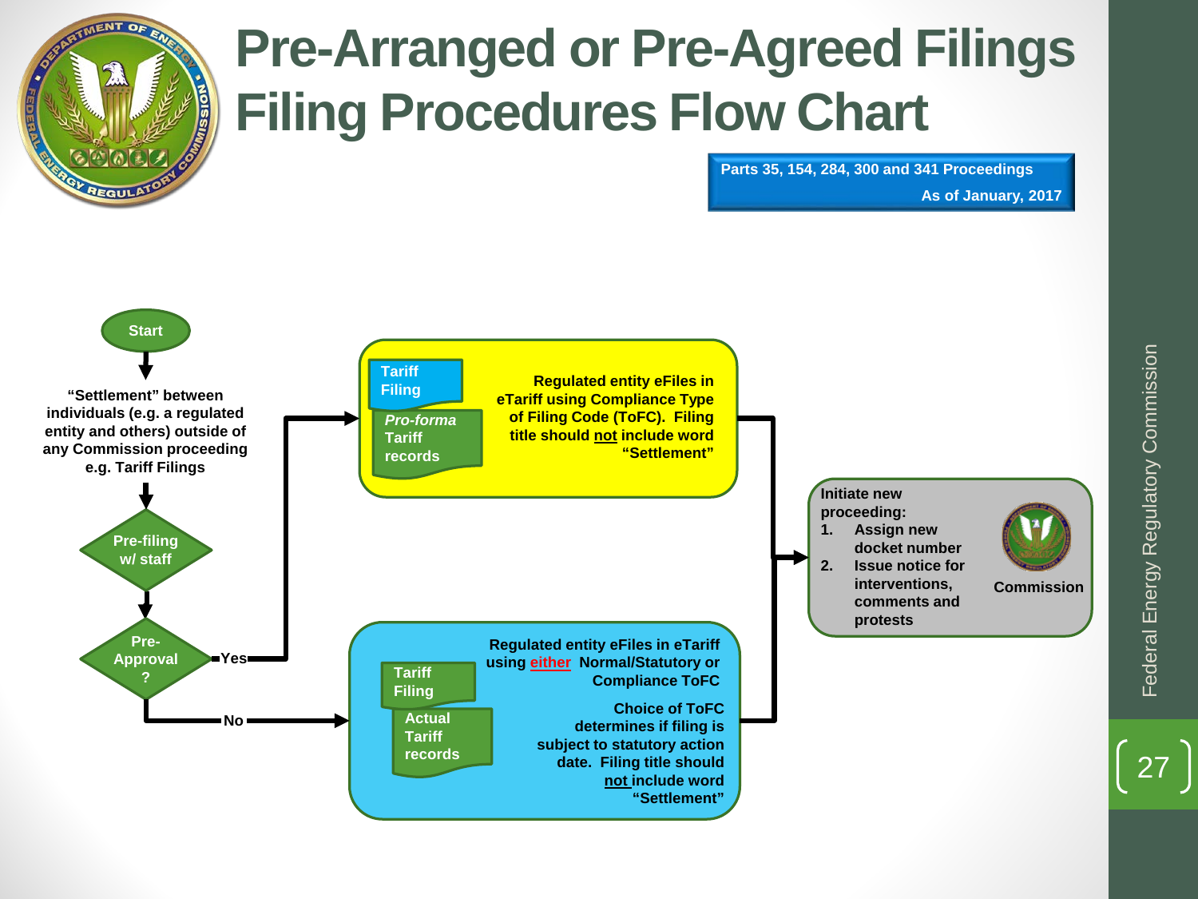# Pre-Arranged or Pre-Agreed Filings Filing Procedures Flow Chart

**Parts 35, 154, 284, 300 and 341 Proceedings**
**As of January, 2017**

**Start**

**"Settlement" between individuals (e.g. a regulated entity and others) outside of any Commission proceeding e.g. Tariff Filings**

**Pre-filing w/ staff**

**Pre-Approval ?**

**Yes** →

**Tariff Filing**

***Pro-forma* Tariff records**

**Regulated entity eFiles in eTariff using Compliance Type of Filing Code (ToFC). Filing title should not include word "Settlement"**

**No** →

**Tariff Filing**

**Actual Tariff records**

**Regulated entity eFiles in eTariff using either Normal/Statutory or Compliance ToFC**

**Choice of ToFC determines if filing is subject to statutory action date. Filing title should not include word "Settlement"**

**Initiate new proceeding:**

1. **Assign new docket number**
2. **Issue notice for interventions, comments and protests**

**Commission**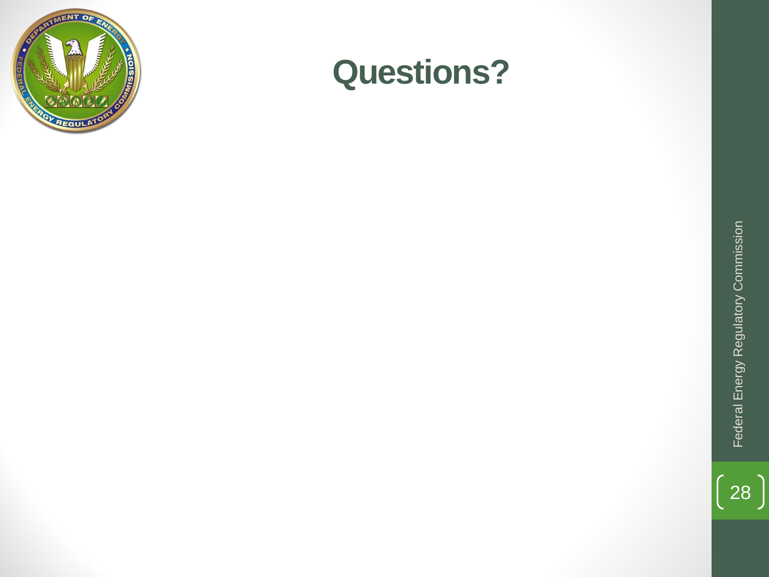# Questions?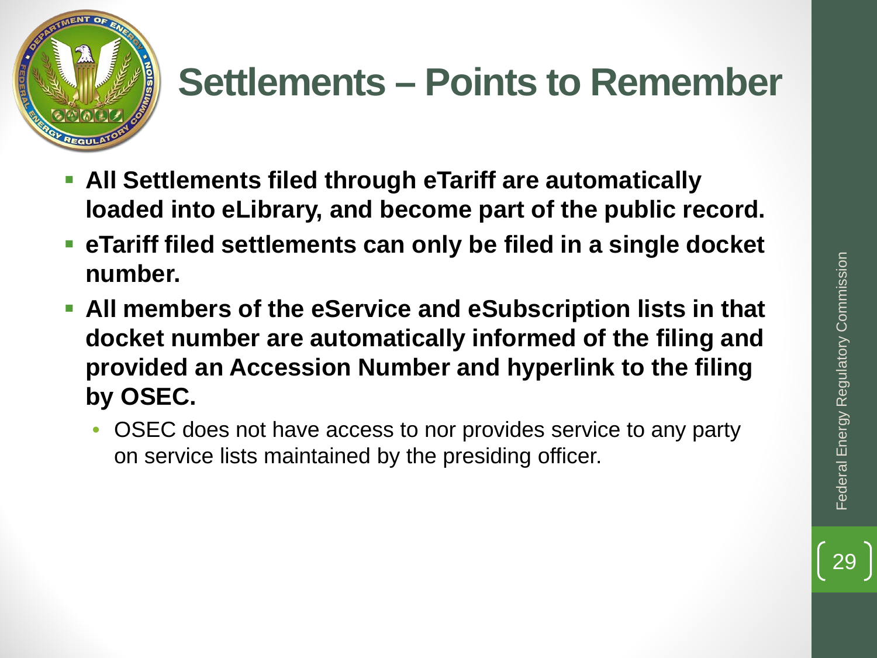# Settlements – Points to Remember

- **All Settlements filed through eTariff are automatically loaded into eLibrary, and become part of the public record.**
- **eTariff filed settlements can only be filed in a single docket number.**
- **All members of the eService and eSubscription lists in that docket number are automatically informed of the filing and provided an Accession Number and hyperlink to the filing by OSEC.**
  - OSEC does not have access to nor provides service to any party on service lists maintained by the presiding officer.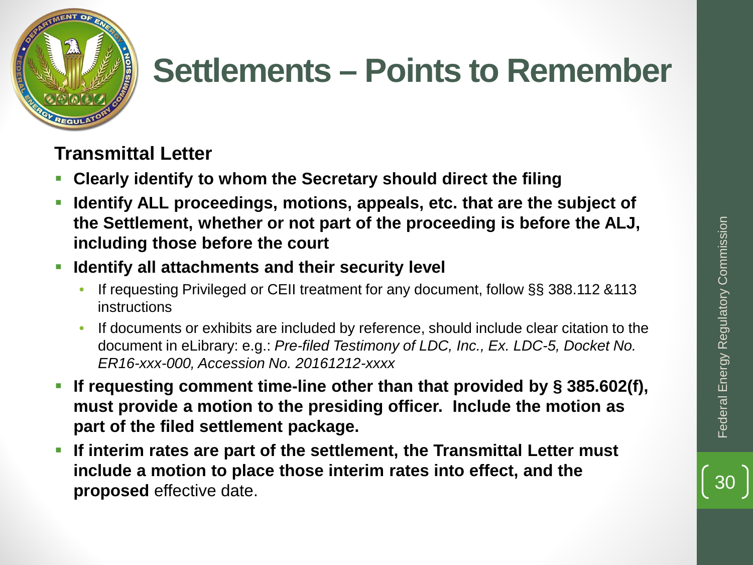# Settlements – Points to Remember

**Transmittal Letter**

- **Clearly identify to whom the Secretary should direct the filing**
- **Identify ALL proceedings, motions, appeals, etc. that are the subject of the Settlement, whether or not part of the proceeding is before the ALJ, including those before the court**
- **Identify all attachments and their security level**
  - If requesting Privileged or CEII treatment for any document, follow §§ 388.112 &113 instructions
  - If documents or exhibits are included by reference, should include clear citation to the document in eLibrary: e.g.: *Pre-filed Testimony of LDC, Inc., Ex. LDC-5, Docket No. ER16-xxx-000, Accession No. 20161212-xxxx*
- **If requesting comment time-line other than that provided by § 385.602(f), must provide a motion to the presiding officer. Include the motion as part of the filed settlement package.**
- **If interim rates are part of the settlement, the Transmittal Letter must include a motion to place those interim rates into effect, and the proposed** effective date.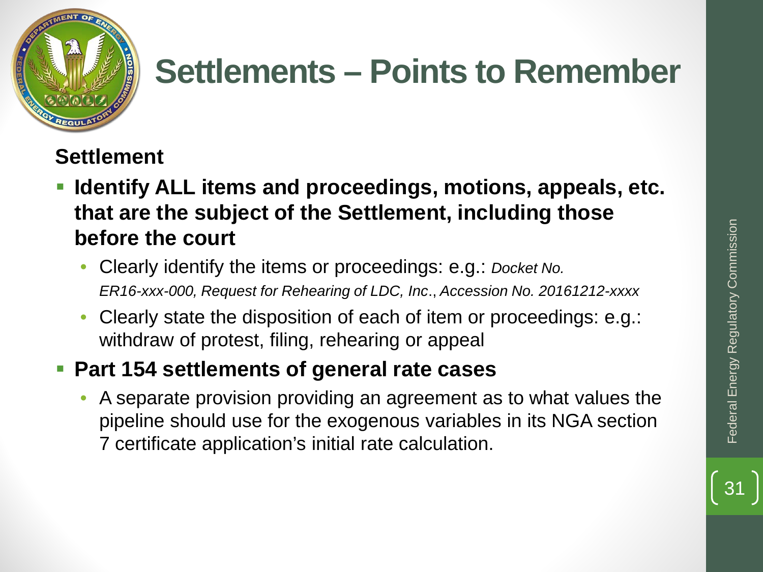# Settlements – Points to Remember

**Settlement**

- **Identify ALL items and proceedings, motions, appeals, etc. that are the subject of the Settlement, including those before the court**
  - Clearly identify the items or proceedings: e.g.: *Docket No. ER16-xxx-000, Request for Rehearing of LDC, Inc*., *Accession No. 20161212-xxxx*
  - Clearly state the disposition of each of item or proceedings: e.g.: withdraw of protest, filing, rehearing or appeal
- **Part 154 settlements of general rate cases**
  - A separate provision providing an agreement as to what values the pipeline should use for the exogenous variables in its NGA section 7 certificate application's initial rate calculation.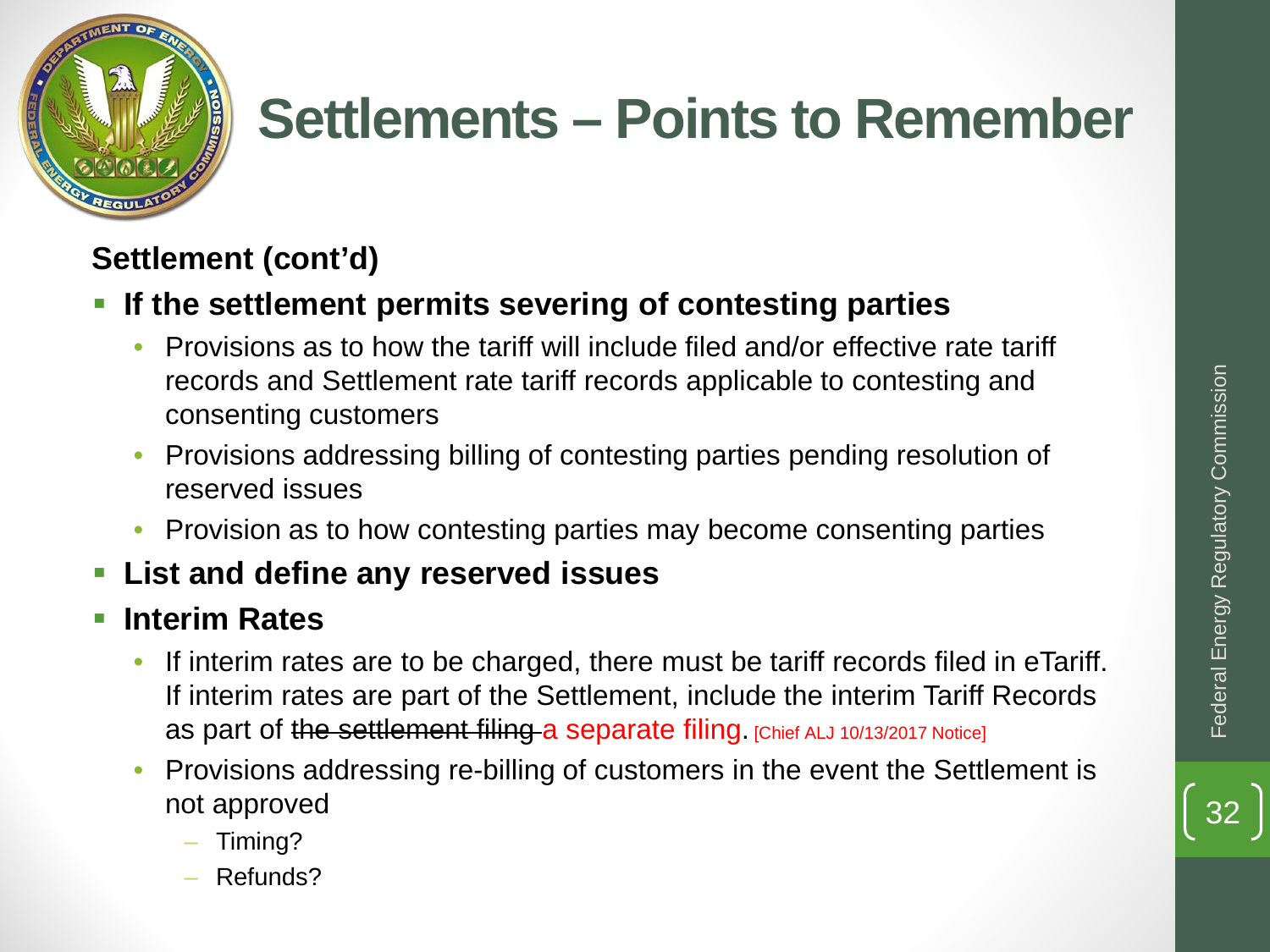# Settlements – Points to Remember

**Settlement (cont'd)**

- **If the settlement permits severing of contesting parties**
  - Provisions as to how the tariff will include filed and/or effective rate tariff records and Settlement rate tariff records applicable to contesting and consenting customers
  - Provisions addressing billing of contesting parties pending resolution of reserved issues
  - Provision as to how contesting parties may become consenting parties
- **List and define any reserved issues**
- **Interim Rates**
  - If interim rates are to be charged, there must be tariff records filed in eTariff. If interim rates are part of the Settlement, include the interim Tariff Records as part of ~~the settlement filing~~ a separate filing. [Chief ALJ 10/13/2017 Notice]
  - Provisions addressing re-billing of customers in the event the Settlement is not approved
    - Timing?
    - Refunds?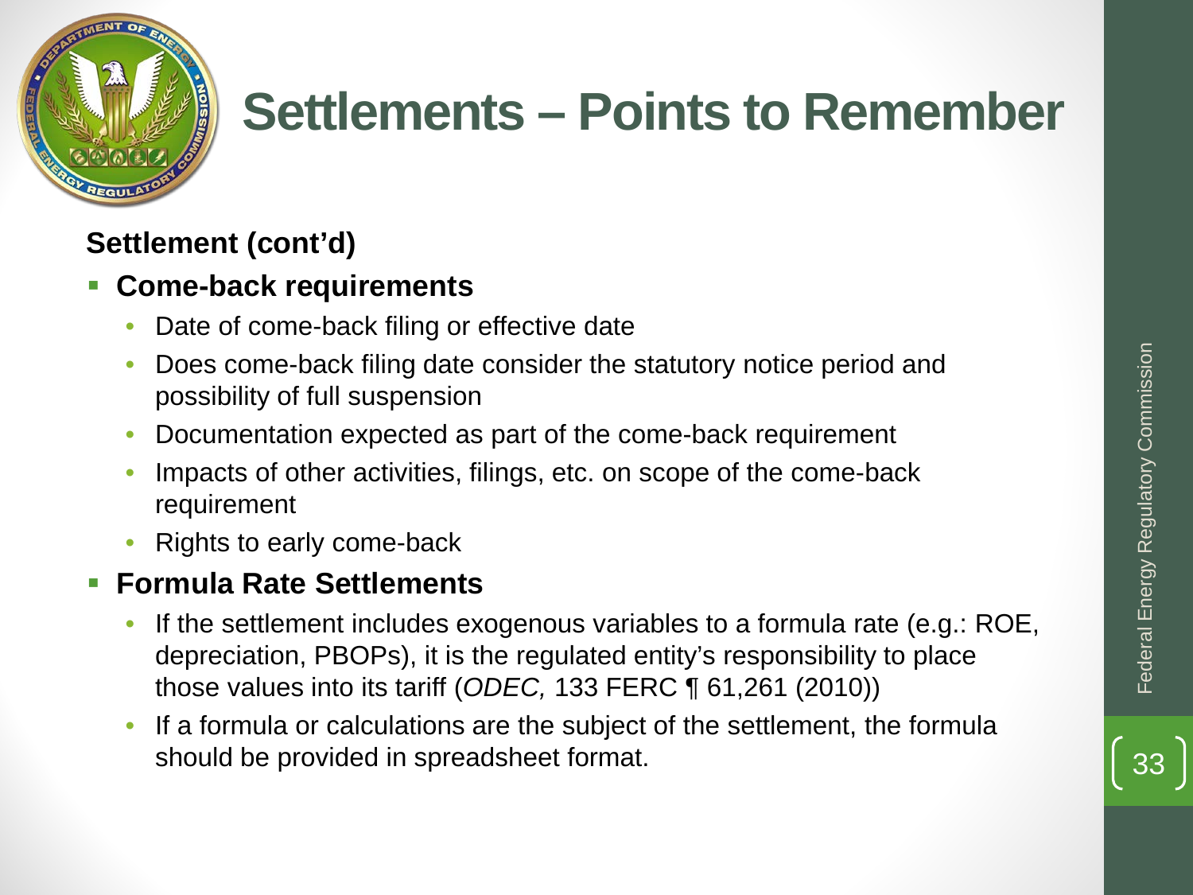# Settlements – Points to Remember

**Settlement (cont'd)**

- **Come-back requirements**
  - Date of come-back filing or effective date
  - Does come-back filing date consider the statutory notice period and possibility of full suspension
  - Documentation expected as part of the come-back requirement
  - Impacts of other activities, filings, etc. on scope of the come-back requirement
  - Rights to early come-back
- **Formula Rate Settlements**
  - If the settlement includes exogenous variables to a formula rate (e.g.: ROE, depreciation, PBOPs), it is the regulated entity's responsibility to place those values into its tariff (*ODEC,* 133 FERC ¶ 61,261 (2010))
  - If a formula or calculations are the subject of the settlement, the formula should be provided in spreadsheet format.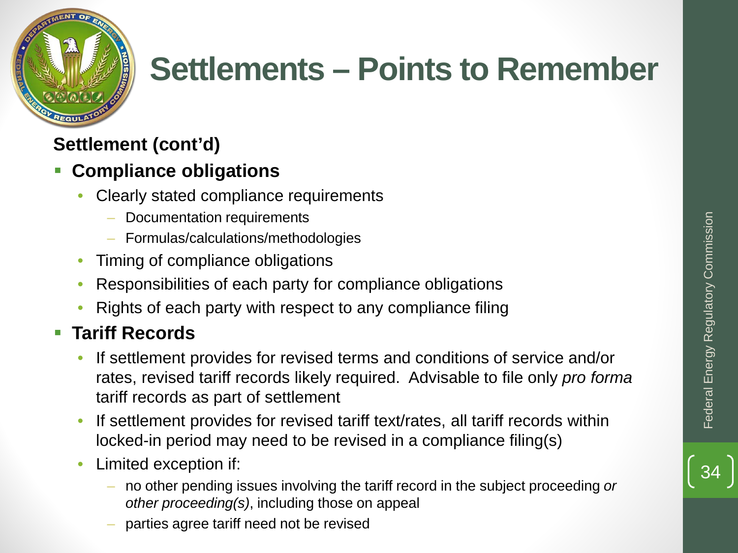# Settlements – Points to Remember

**Settlement (cont'd)**

- **Compliance obligations**
  - Clearly stated compliance requirements
    - Documentation requirements
    - Formulas/calculations/methodologies
  - Timing of compliance obligations
  - Responsibilities of each party for compliance obligations
  - Rights of each party with respect to any compliance filing
- **Tariff Records**
  - If settlement provides for revised terms and conditions of service and/or rates, revised tariff records likely required. Advisable to file only *pro forma* tariff records as part of settlement
  - If settlement provides for revised tariff text/rates, all tariff records within locked-in period may need to be revised in a compliance filing(s)
  - Limited exception if:
    - no other pending issues involving the tariff record in the subject proceeding *or other proceeding(s)*, including those on appeal
    - parties agree tariff need not be revised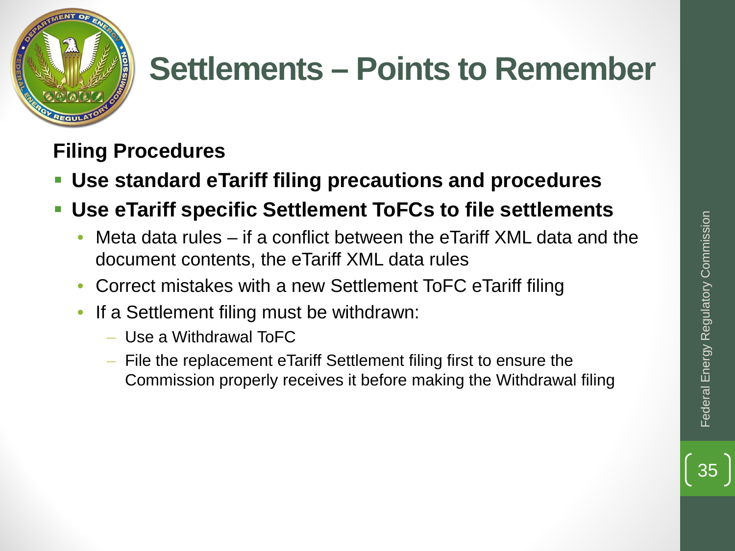# Settlements – Points to Remember

**Filing Procedures**

- **Use standard eTariff filing precautions and procedures**
- **Use eTariff specific Settlement ToFCs to file settlements**
  - Meta data rules – if a conflict between the eTariff XML data and the document contents, the eTariff XML data rules
  - Correct mistakes with a new Settlement ToFC eTariff filing
  - If a Settlement filing must be withdrawn:
    - Use a Withdrawal ToFC
    - File the replacement eTariff Settlement filing first to ensure the Commission properly receives it before making the Withdrawal filing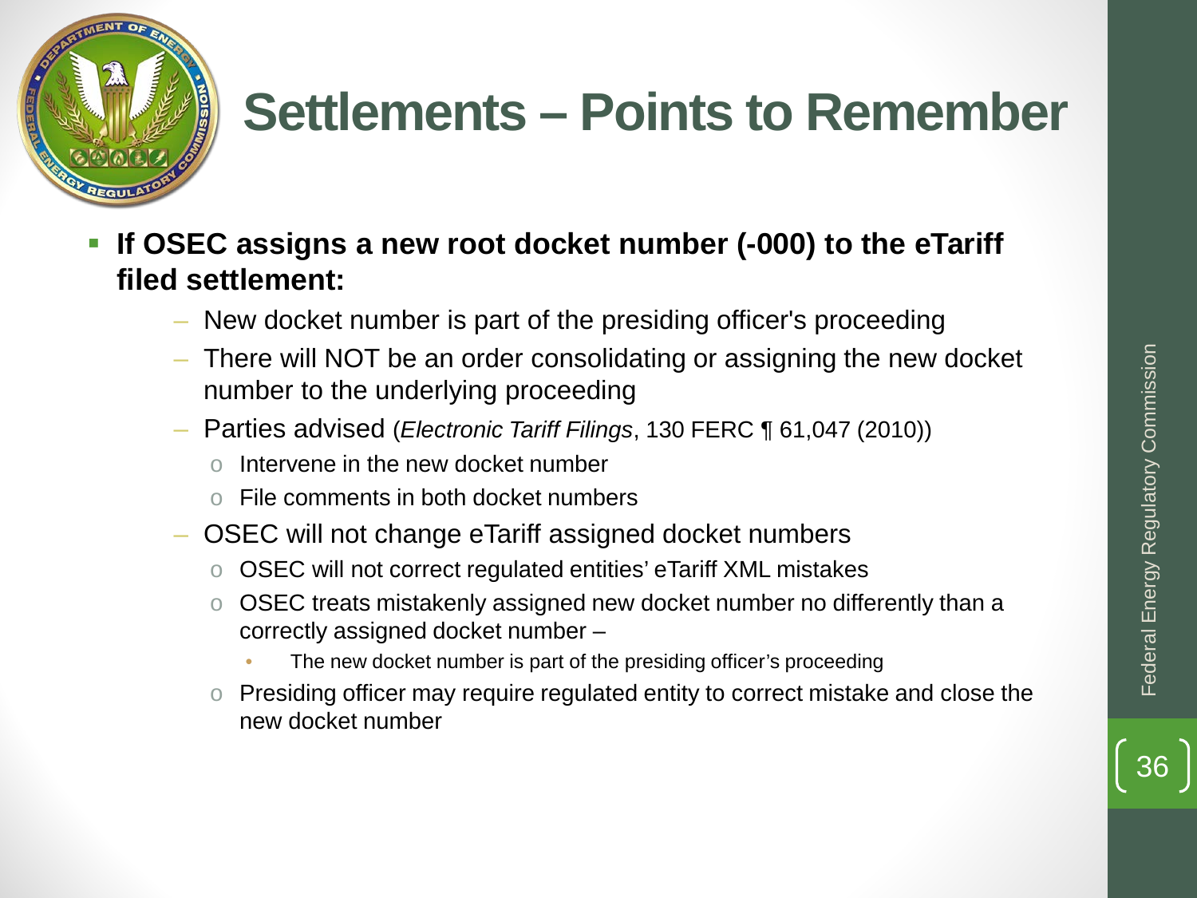# Settlements – Points to Remember

- **If OSEC assigns a new root docket number (-000) to the eTariff filed settlement:**
  - New docket number is part of the presiding officer's proceeding
  - There will NOT be an order consolidating or assigning the new docket number to the underlying proceeding
  - Parties advised (*Electronic Tariff Filings*, 130 FERC ¶ 61,047 (2010))
    - Intervene in the new docket number
    - File comments in both docket numbers
  - OSEC will not change eTariff assigned docket numbers
    - OSEC will not correct regulated entities' eTariff XML mistakes
    - OSEC treats mistakenly assigned new docket number no differently than a correctly assigned docket number –
      - The new docket number is part of the presiding officer's proceeding
    - Presiding officer may require regulated entity to correct mistake and close the new docket number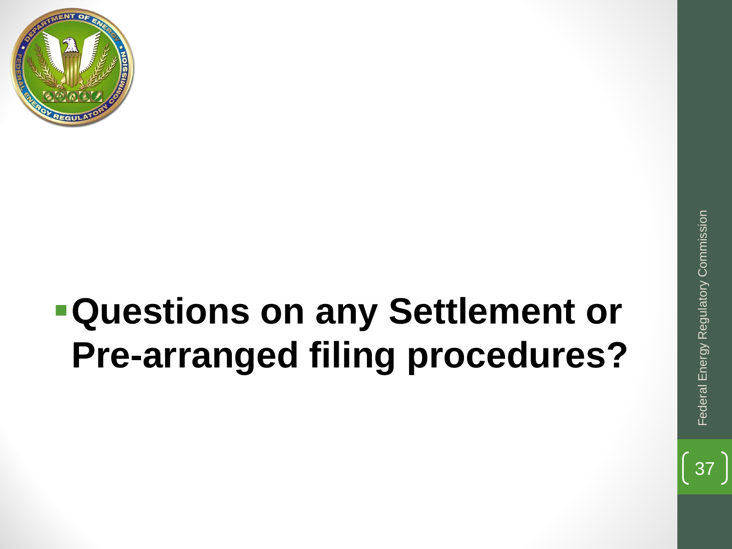- **Questions on any Settlement or Pre-arranged filing procedures?**